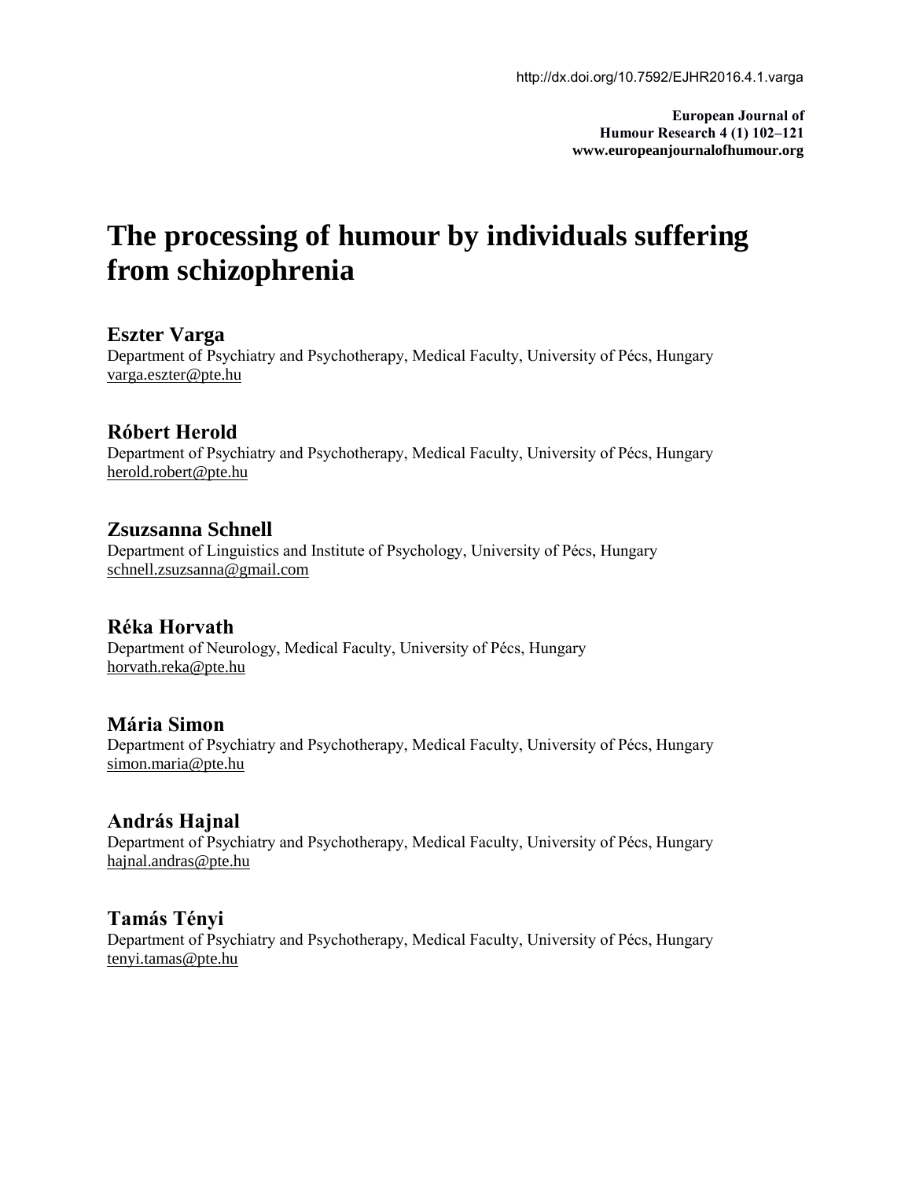http://dx.doi.org/10.7592/EJHR2016.4.1.varga

**European Journal of Humour Research 4 (1) 102–121**
**www.europeanjournalofhumour.org**

# The processing of humour by individuals suffering from schizophrenia

## Eszter Varga

Department of Psychiatry and Psychotherapy, Medical Faculty, University of Pécs, Hungary
varga.eszter@pte.hu

## Róbert Herold

Department of Psychiatry and Psychotherapy, Medical Faculty, University of Pécs, Hungary
herold.robert@pte.hu

## Zsuzsanna Schnell

Department of Linguistics and Institute of Psychology, University of Pécs, Hungary
schnell.zsuzsanna@gmail.com

## Réka Horvath

Department of Neurology, Medical Faculty, University of Pécs, Hungary
horvath.reka@pte.hu

## Mária Simon

Department of Psychiatry and Psychotherapy, Medical Faculty, University of Pécs, Hungary
simon.maria@pte.hu

## András Hajnal

Department of Psychiatry and Psychotherapy, Medical Faculty, University of Pécs, Hungary
hajnal.andras@pte.hu

## Tamás Tényi

Department of Psychiatry and Psychotherapy, Medical Faculty, University of Pécs, Hungary
tenyi.tamas@pte.hu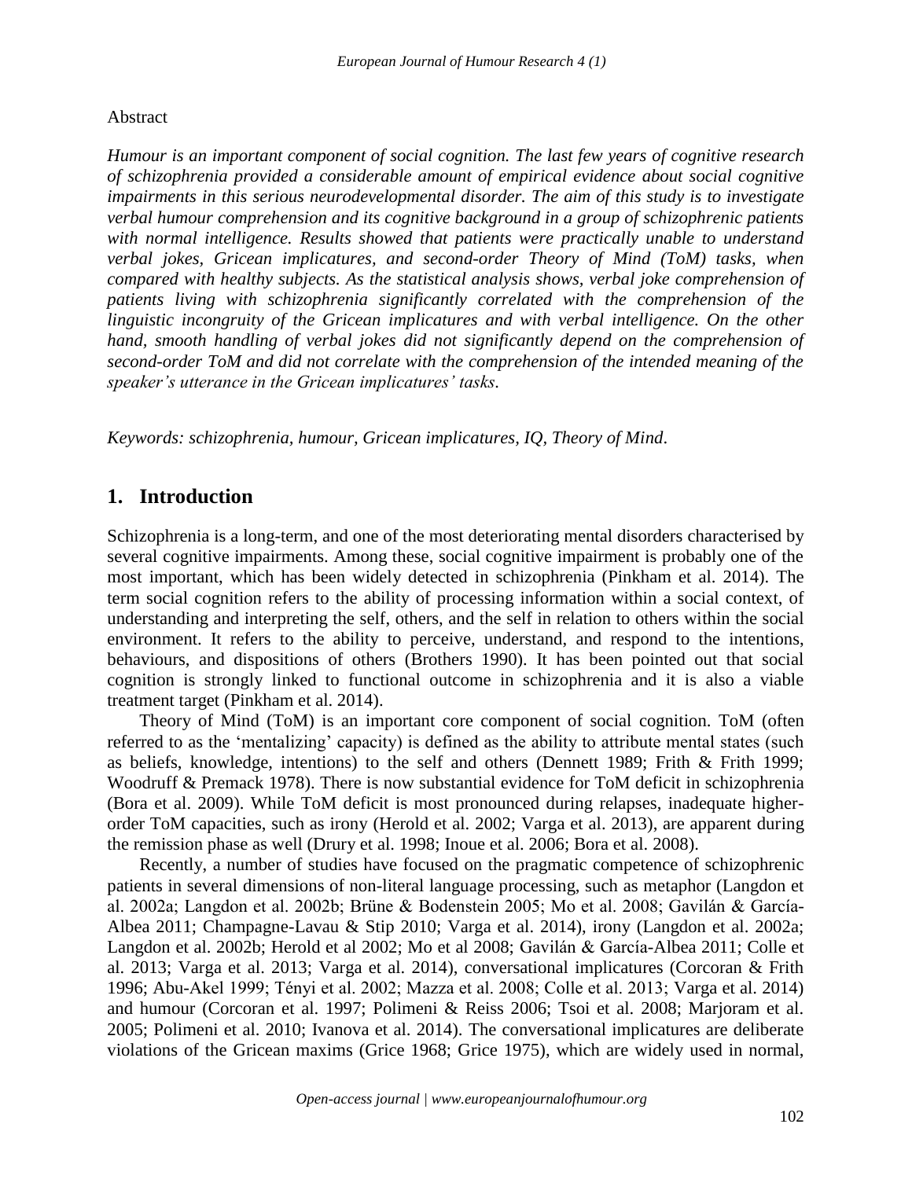Abstract

*Humour is an important component of social cognition. The last few years of cognitive research of schizophrenia provided a considerable amount of empirical evidence about social cognitive impairments in this serious neurodevelopmental disorder. The aim of this study is to investigate verbal humour comprehension and its cognitive background in a group of schizophrenic patients with normal intelligence. Results showed that patients were practically unable to understand verbal jokes, Gricean implicatures, and second-order Theory of Mind (ToM) tasks, when compared with healthy subjects. As the statistical analysis shows, verbal joke comprehension of patients living with schizophrenia significantly correlated with the comprehension of the linguistic incongruity of the Gricean implicatures and with verbal intelligence. On the other hand, smooth handling of verbal jokes did not significantly depend on the comprehension of second-order ToM and did not correlate with the comprehension of the intended meaning of the speaker's utterance in the Gricean implicatures' tasks.*

*Keywords: schizophrenia, humour, Gricean implicatures, IQ, Theory of Mind.*

## 1. Introduction

Schizophrenia is a long-term, and one of the most deteriorating mental disorders characterised by several cognitive impairments. Among these, social cognitive impairment is probably one of the most important, which has been widely detected in schizophrenia (Pinkham et al. 2014). The term social cognition refers to the ability of processing information within a social context, of understanding and interpreting the self, others, and the self in relation to others within the social environment. It refers to the ability to perceive, understand, and respond to the intentions, behaviours, and dispositions of others (Brothers 1990). It has been pointed out that social cognition is strongly linked to functional outcome in schizophrenia and it is also a viable treatment target (Pinkham et al. 2014).

Theory of Mind (ToM) is an important core component of social cognition. ToM (often referred to as the 'mentalizing' capacity) is defined as the ability to attribute mental states (such as beliefs, knowledge, intentions) to the self and others (Dennett 1989; Frith & Frith 1999; Woodruff & Premack 1978). There is now substantial evidence for ToM deficit in schizophrenia (Bora et al. 2009). While ToM deficit is most pronounced during relapses, inadequate higher-order ToM capacities, such as irony (Herold et al. 2002; Varga et al. 2013), are apparent during the remission phase as well (Drury et al. 1998; Inoue et al. 2006; Bora et al. 2008).

Recently, a number of studies have focused on the pragmatic competence of schizophrenic patients in several dimensions of non-literal language processing, such as metaphor (Langdon et al. 2002a; Langdon et al. 2002b; Brüne & Bodenstein 2005; Mo et al. 2008; Gavilán & García-Albea 2011; Champagne-Lavau & Stip 2010; Varga et al. 2014), irony (Langdon et al. 2002a; Langdon et al. 2002b; Herold et al 2002; Mo et al 2008; Gavilán & García-Albea 2011; Colle et al. 2013; Varga et al. 2013; Varga et al. 2014), conversational implicatures (Corcoran & Frith 1996; Abu-Akel 1999; Tényi et al. 2002; Mazza et al. 2008; Colle et al. 2013; Varga et al. 2014) and humour (Corcoran et al. 1997; Polimeni & Reiss 2006; Tsoi et al. 2008; Marjoram et al. 2005; Polimeni et al. 2010; Ivanova et al. 2014). The conversational implicatures are deliberate violations of the Gricean maxims (Grice 1968; Grice 1975), which are widely used in normal,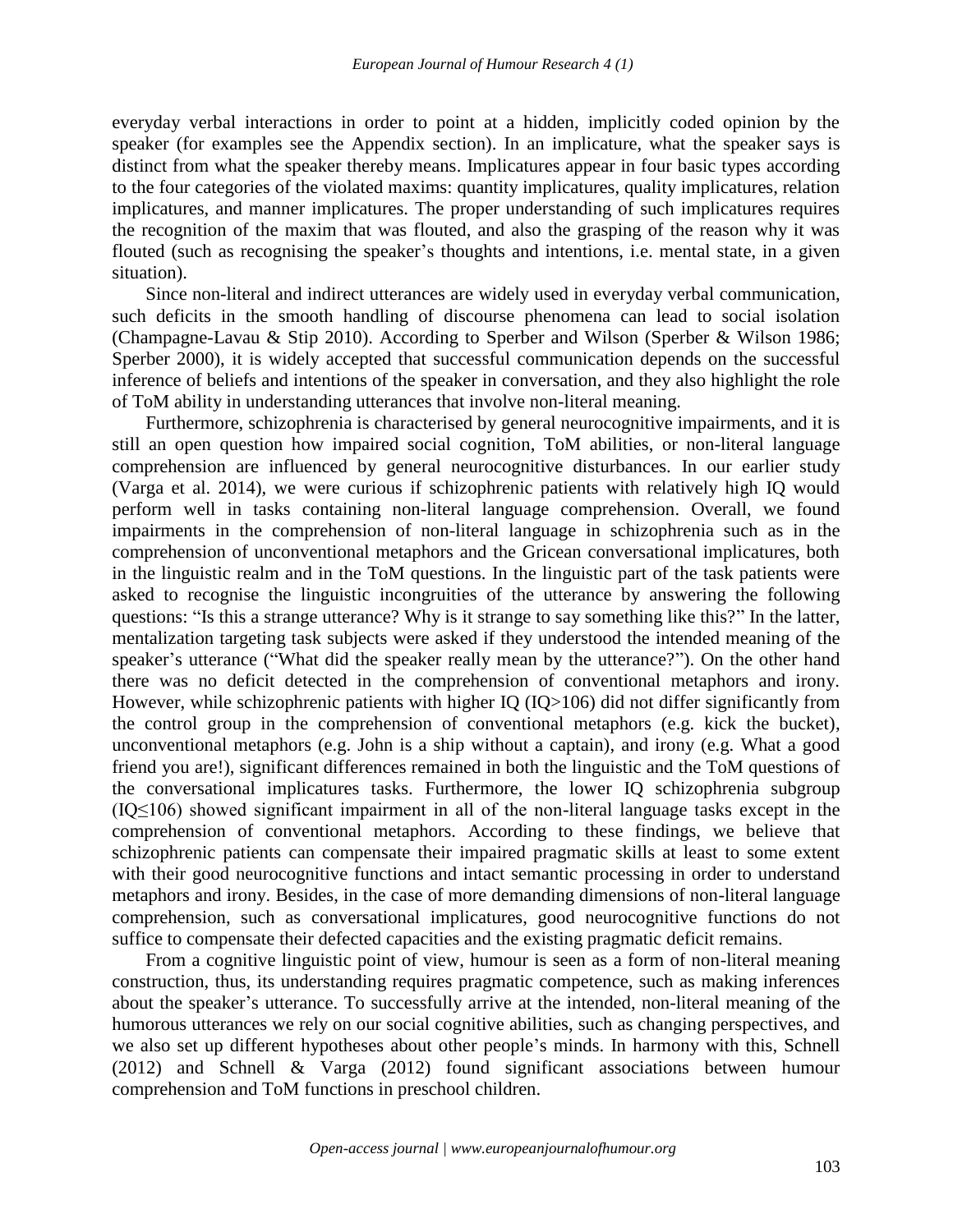everyday verbal interactions in order to point at a hidden, implicitly coded opinion by the speaker (for examples see the Appendix section). In an implicature, what the speaker says is distinct from what the speaker thereby means. Implicatures appear in four basic types according to the four categories of the violated maxims: quantity implicatures, quality implicatures, relation implicatures, and manner implicatures. The proper understanding of such implicatures requires the recognition of the maxim that was flouted, and also the grasping of the reason why it was flouted (such as recognising the speaker's thoughts and intentions, i.e. mental state, in a given situation).

Since non-literal and indirect utterances are widely used in everyday verbal communication, such deficits in the smooth handling of discourse phenomena can lead to social isolation (Champagne-Lavau & Stip 2010). According to Sperber and Wilson (Sperber & Wilson 1986; Sperber 2000), it is widely accepted that successful communication depends on the successful inference of beliefs and intentions of the speaker in conversation, and they also highlight the role of ToM ability in understanding utterances that involve non-literal meaning.

Furthermore, schizophrenia is characterised by general neurocognitive impairments, and it is still an open question how impaired social cognition, ToM abilities, or non-literal language comprehension are influenced by general neurocognitive disturbances. In our earlier study (Varga et al. 2014), we were curious if schizophrenic patients with relatively high IQ would perform well in tasks containing non-literal language comprehension. Overall, we found impairments in the comprehension of non-literal language in schizophrenia such as in the comprehension of unconventional metaphors and the Gricean conversational implicatures, both in the linguistic realm and in the ToM questions. In the linguistic part of the task patients were asked to recognise the linguistic incongruities of the utterance by answering the following questions: "Is this a strange utterance? Why is it strange to say something like this?" In the latter, mentalization targeting task subjects were asked if they understood the intended meaning of the speaker's utterance ("What did the speaker really mean by the utterance?"). On the other hand there was no deficit detected in the comprehension of conventional metaphors and irony. However, while schizophrenic patients with higher IQ (IQ>106) did not differ significantly from the control group in the comprehension of conventional metaphors (e.g. kick the bucket), unconventional metaphors (e.g. John is a ship without a captain), and irony (e.g. What a good friend you are!), significant differences remained in both the linguistic and the ToM questions of the conversational implicatures tasks. Furthermore, the lower IQ schizophrenia subgroup (IQ≤106) showed significant impairment in all of the non-literal language tasks except in the comprehension of conventional metaphors. According to these findings, we believe that schizophrenic patients can compensate their impaired pragmatic skills at least to some extent with their good neurocognitive functions and intact semantic processing in order to understand metaphors and irony. Besides, in the case of more demanding dimensions of non-literal language comprehension, such as conversational implicatures, good neurocognitive functions do not suffice to compensate their defected capacities and the existing pragmatic deficit remains.

From a cognitive linguistic point of view, humour is seen as a form of non-literal meaning construction, thus, its understanding requires pragmatic competence, such as making inferences about the speaker's utterance. To successfully arrive at the intended, non-literal meaning of the humorous utterances we rely on our social cognitive abilities, such as changing perspectives, and we also set up different hypotheses about other people's minds. In harmony with this, Schnell (2012) and Schnell & Varga (2012) found significant associations between humour comprehension and ToM functions in preschool children.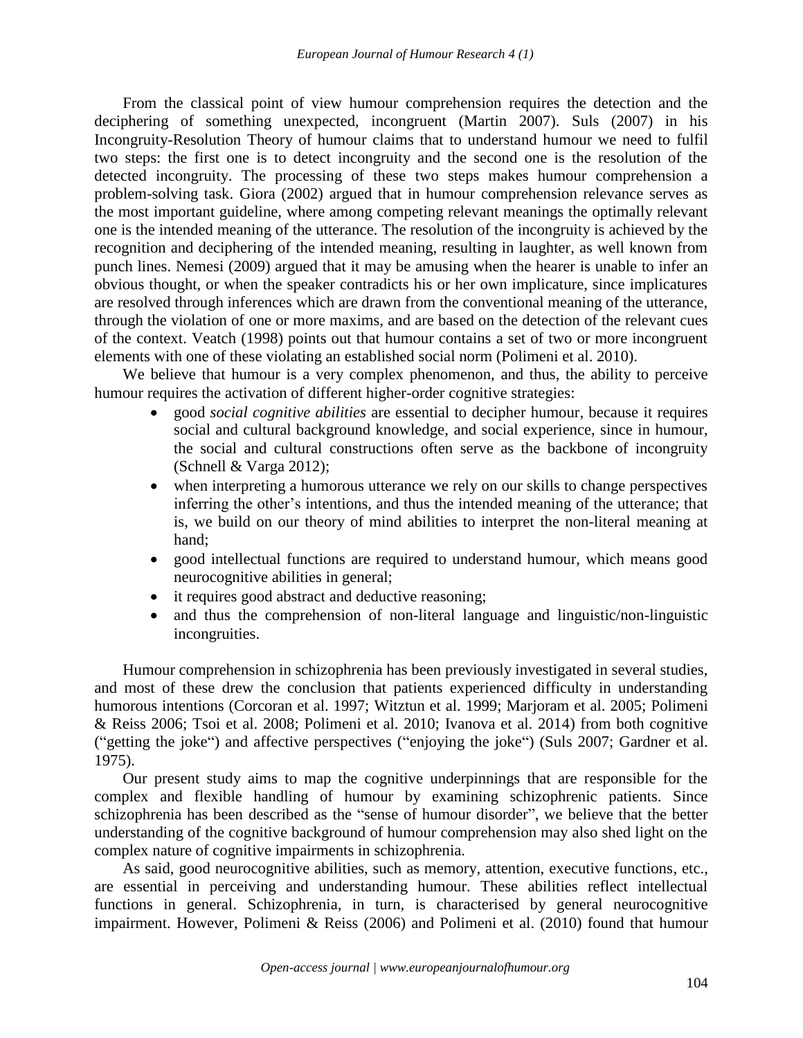From the classical point of view humour comprehension requires the detection and the deciphering of something unexpected, incongruent (Martin 2007). Suls (2007) in his Incongruity-Resolution Theory of humour claims that to understand humour we need to fulfil two steps: the first one is to detect incongruity and the second one is the resolution of the detected incongruity. The processing of these two steps makes humour comprehension a problem-solving task. Giora (2002) argued that in humour comprehension relevance serves as the most important guideline, where among competing relevant meanings the optimally relevant one is the intended meaning of the utterance. The resolution of the incongruity is achieved by the recognition and deciphering of the intended meaning, resulting in laughter, as well known from punch lines. Nemesi (2009) argued that it may be amusing when the hearer is unable to infer an obvious thought, or when the speaker contradicts his or her own implicature, since implicatures are resolved through inferences which are drawn from the conventional meaning of the utterance, through the violation of one or more maxims, and are based on the detection of the relevant cues of the context. Veatch (1998) points out that humour contains a set of two or more incongruent elements with one of these violating an established social norm (Polimeni et al. 2010).

We believe that humour is a very complex phenomenon, and thus, the ability to perceive humour requires the activation of different higher-order cognitive strategies:

- good *social cognitive abilities* are essential to decipher humour, because it requires social and cultural background knowledge, and social experience, since in humour, the social and cultural constructions often serve as the backbone of incongruity (Schnell & Varga 2012);
- when interpreting a humorous utterance we rely on our skills to change perspectives inferring the other's intentions, and thus the intended meaning of the utterance; that is, we build on our theory of mind abilities to interpret the non-literal meaning at hand;
- good intellectual functions are required to understand humour, which means good neurocognitive abilities in general;
- it requires good abstract and deductive reasoning;
- and thus the comprehension of non-literal language and linguistic/non-linguistic incongruities.

Humour comprehension in schizophrenia has been previously investigated in several studies, and most of these drew the conclusion that patients experienced difficulty in understanding humorous intentions (Corcoran et al. 1997; Witztun et al. 1999; Marjoram et al. 2005; Polimeni & Reiss 2006; Tsoi et al. 2008; Polimeni et al. 2010; Ivanova et al. 2014) from both cognitive ("getting the joke") and affective perspectives ("enjoying the joke") (Suls 2007; Gardner et al. 1975).

Our present study aims to map the cognitive underpinnings that are responsible for the complex and flexible handling of humour by examining schizophrenic patients. Since schizophrenia has been described as the "sense of humour disorder", we believe that the better understanding of the cognitive background of humour comprehension may also shed light on the complex nature of cognitive impairments in schizophrenia.

As said, good neurocognitive abilities, such as memory, attention, executive functions, etc., are essential in perceiving and understanding humour. These abilities reflect intellectual functions in general. Schizophrenia, in turn, is characterised by general neurocognitive impairment. However, Polimeni & Reiss (2006) and Polimeni et al. (2010) found that humour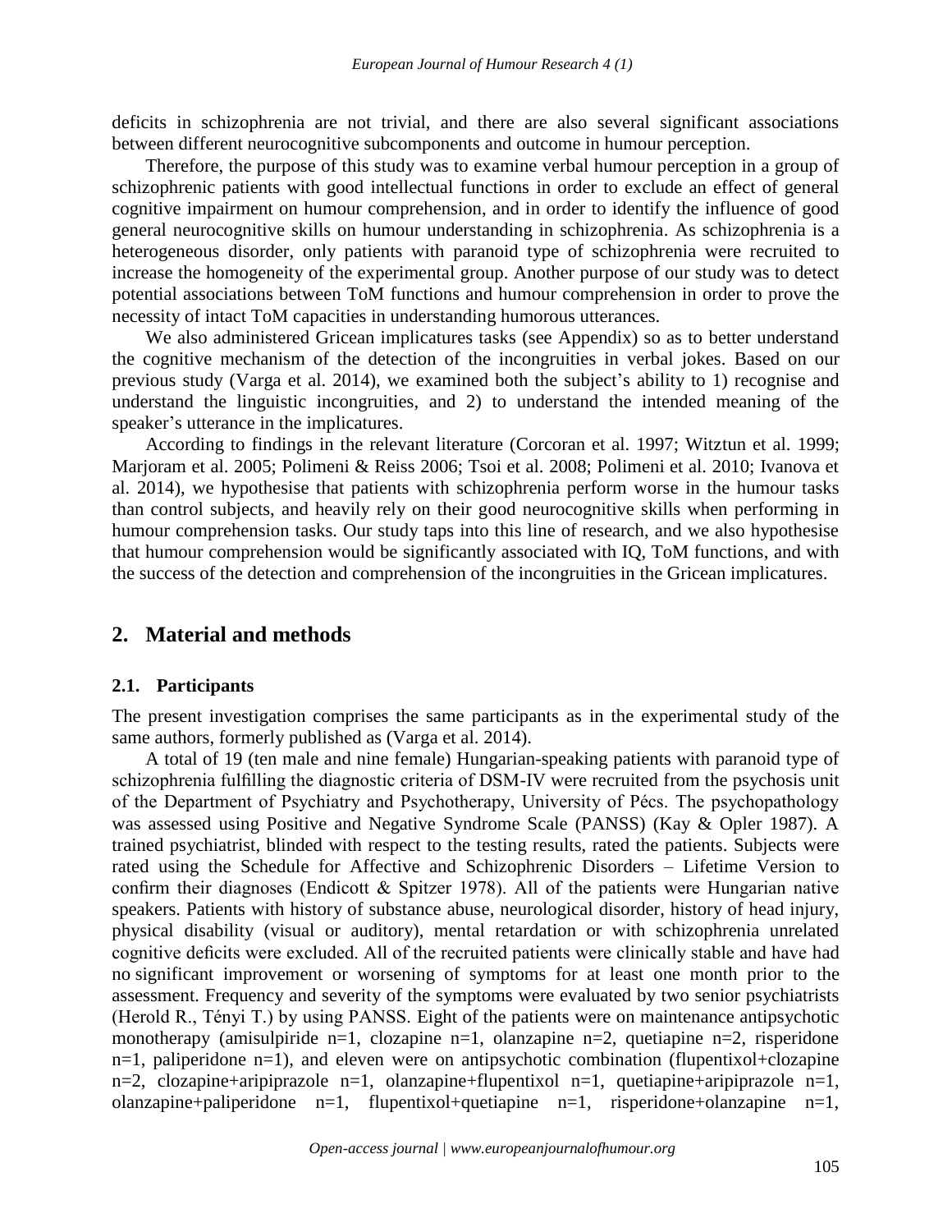deficits in schizophrenia are not trivial, and there are also several significant associations between different neurocognitive subcomponents and outcome in humour perception.

Therefore, the purpose of this study was to examine verbal humour perception in a group of schizophrenic patients with good intellectual functions in order to exclude an effect of general cognitive impairment on humour comprehension, and in order to identify the influence of good general neurocognitive skills on humour understanding in schizophrenia. As schizophrenia is a heterogeneous disorder, only patients with paranoid type of schizophrenia were recruited to increase the homogeneity of the experimental group. Another purpose of our study was to detect potential associations between ToM functions and humour comprehension in order to prove the necessity of intact ToM capacities in understanding humorous utterances.

We also administered Gricean implicatures tasks (see Appendix) so as to better understand the cognitive mechanism of the detection of the incongruities in verbal jokes. Based on our previous study (Varga et al. 2014), we examined both the subject's ability to 1) recognise and understand the linguistic incongruities, and 2) to understand the intended meaning of the speaker's utterance in the implicatures.

According to findings in the relevant literature (Corcoran et al. 1997; Witztun et al. 1999; Marjoram et al. 2005; Polimeni & Reiss 2006; Tsoi et al. 2008; Polimeni et al. 2010; Ivanova et al. 2014), we hypothesise that patients with schizophrenia perform worse in the humour tasks than control subjects, and heavily rely on their good neurocognitive skills when performing in humour comprehension tasks. Our study taps into this line of research, and we also hypothesise that humour comprehension would be significantly associated with IQ, ToM functions, and with the success of the detection and comprehension of the incongruities in the Gricean implicatures.

## 2. Material and methods

### 2.1. Participants

The present investigation comprises the same participants as in the experimental study of the same authors, formerly published as (Varga et al. 2014).

A total of 19 (ten male and nine female) Hungarian-speaking patients with paranoid type of schizophrenia fulfilling the diagnostic criteria of DSM-IV were recruited from the psychosis unit of the Department of Psychiatry and Psychotherapy, University of Pécs. The psychopathology was assessed using Positive and Negative Syndrome Scale (PANSS) (Kay & Opler 1987). A trained psychiatrist, blinded with respect to the testing results, rated the patients. Subjects were rated using the Schedule for Affective and Schizophrenic Disorders – Lifetime Version to confirm their diagnoses (Endicott & Spitzer 1978). All of the patients were Hungarian native speakers. Patients with history of substance abuse, neurological disorder, history of head injury, physical disability (visual or auditory), mental retardation or with schizophrenia unrelated cognitive deficits were excluded. All of the recruited patients were clinically stable and have had no significant improvement or worsening of symptoms for at least one month prior to the assessment. Frequency and severity of the symptoms were evaluated by two senior psychiatrists (Herold R., Tényi T.) by using PANSS. Eight of the patients were on maintenance antipsychotic monotherapy (amisulpiride n=1, clozapine n=1, olanzapine n=2, quetiapine n=2, risperidone n=1, paliperidone n=1), and eleven were on antipsychotic combination (flupentixol+clozapine n=2, clozapine+aripiprazole n=1, olanzapine+flupentixol n=1, quetiapine+aripiprazole n=1, olanzapine+paliperidone n=1, flupentixol+quetiapine n=1, risperidone+olanzapine n=1,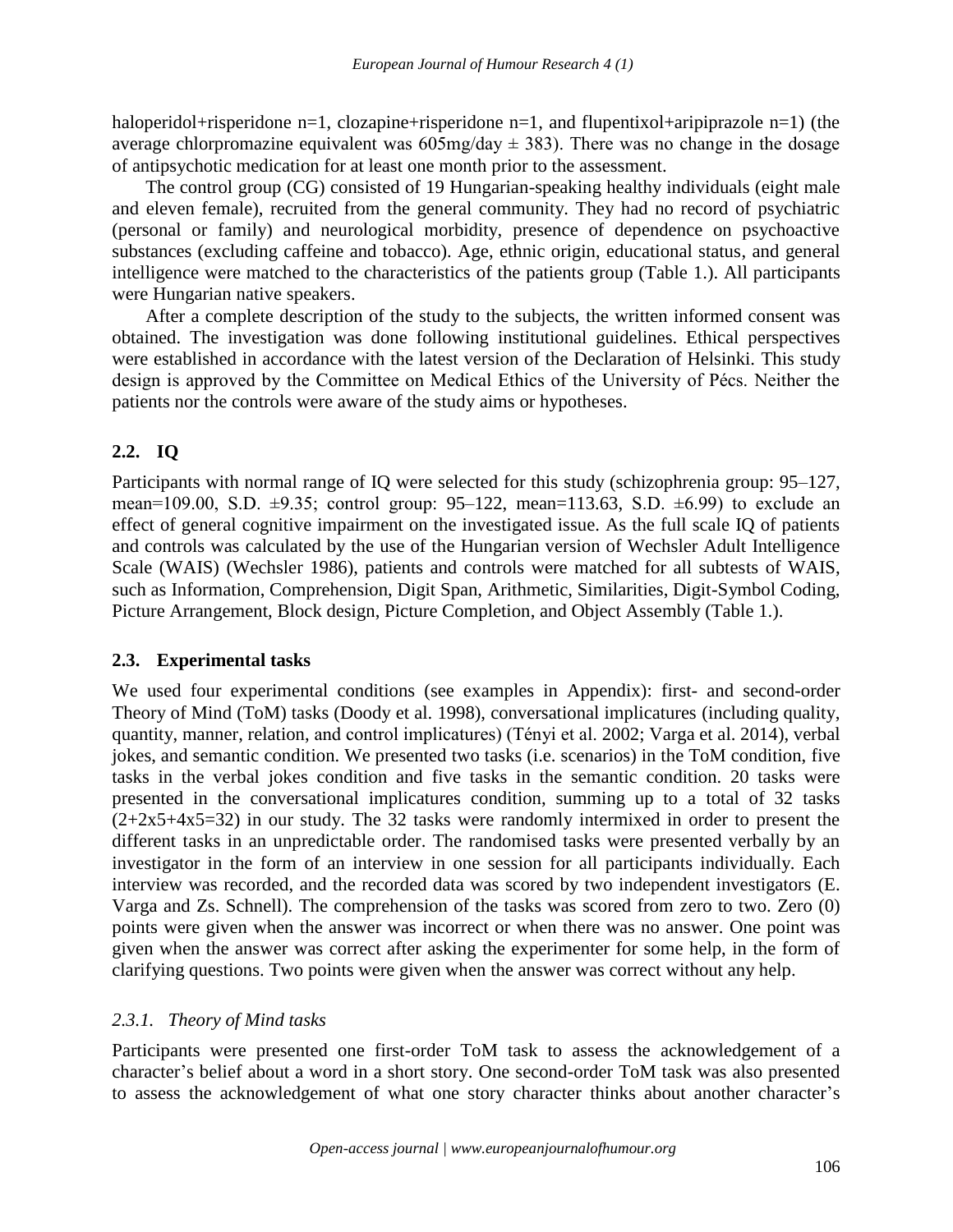haloperidol+risperidone n=1, clozapine+risperidone n=1, and flupentixol+aripiprazole n=1) (the average chlorpromazine equivalent was 605mg/day ± 383). There was no change in the dosage of antipsychotic medication for at least one month prior to the assessment.

The control group (CG) consisted of 19 Hungarian-speaking healthy individuals (eight male and eleven female), recruited from the general community. They had no record of psychiatric (personal or family) and neurological morbidity, presence of dependence on psychoactive substances (excluding caffeine and tobacco). Age, ethnic origin, educational status, and general intelligence were matched to the characteristics of the patients group (Table 1.). All participants were Hungarian native speakers.

After a complete description of the study to the subjects, the written informed consent was obtained. The investigation was done following institutional guidelines. Ethical perspectives were established in accordance with the latest version of the Declaration of Helsinki. This study design is approved by the Committee on Medical Ethics of the University of Pécs. Neither the patients nor the controls were aware of the study aims or hypotheses.

## 2.2. IQ

Participants with normal range of IQ were selected for this study (schizophrenia group: 95–127, mean=109.00, S.D. ±9.35; control group: 95–122, mean=113.63, S.D. ±6.99) to exclude an effect of general cognitive impairment on the investigated issue. As the full scale IQ of patients and controls was calculated by the use of the Hungarian version of Wechsler Adult Intelligence Scale (WAIS) (Wechsler 1986), patients and controls were matched for all subtests of WAIS, such as Information, Comprehension, Digit Span, Arithmetic, Similarities, Digit-Symbol Coding, Picture Arrangement, Block design, Picture Completion, and Object Assembly (Table 1.).

## 2.3. Experimental tasks

We used four experimental conditions (see examples in Appendix): first- and second-order Theory of Mind (ToM) tasks (Doody et al. 1998), conversational implicatures (including quality, quantity, manner, relation, and control implicatures) (Tényi et al. 2002; Varga et al. 2014), verbal jokes, and semantic condition. We presented two tasks (i.e. scenarios) in the ToM condition, five tasks in the verbal jokes condition and five tasks in the semantic condition. 20 tasks were presented in the conversational implicatures condition, summing up to a total of 32 tasks ($2+2\text{x}5+4\text{x}5=32$) in our study. The 32 tasks were randomly intermixed in order to present the different tasks in an unpredictable order. The randomised tasks were presented verbally by an investigator in the form of an interview in one session for all participants individually. Each interview was recorded, and the recorded data was scored by two independent investigators (E. Varga and Zs. Schnell). The comprehension of the tasks was scored from zero to two. Zero (0) points were given when the answer was incorrect or when there was no answer. One point was given when the answer was correct after asking the experimenter for some help, in the form of clarifying questions. Two points were given when the answer was correct without any help.

### *2.3.1. Theory of Mind tasks*

Participants were presented one first-order ToM task to assess the acknowledgement of a character's belief about a word in a short story. One second-order ToM task was also presented to assess the acknowledgement of what one story character thinks about another character's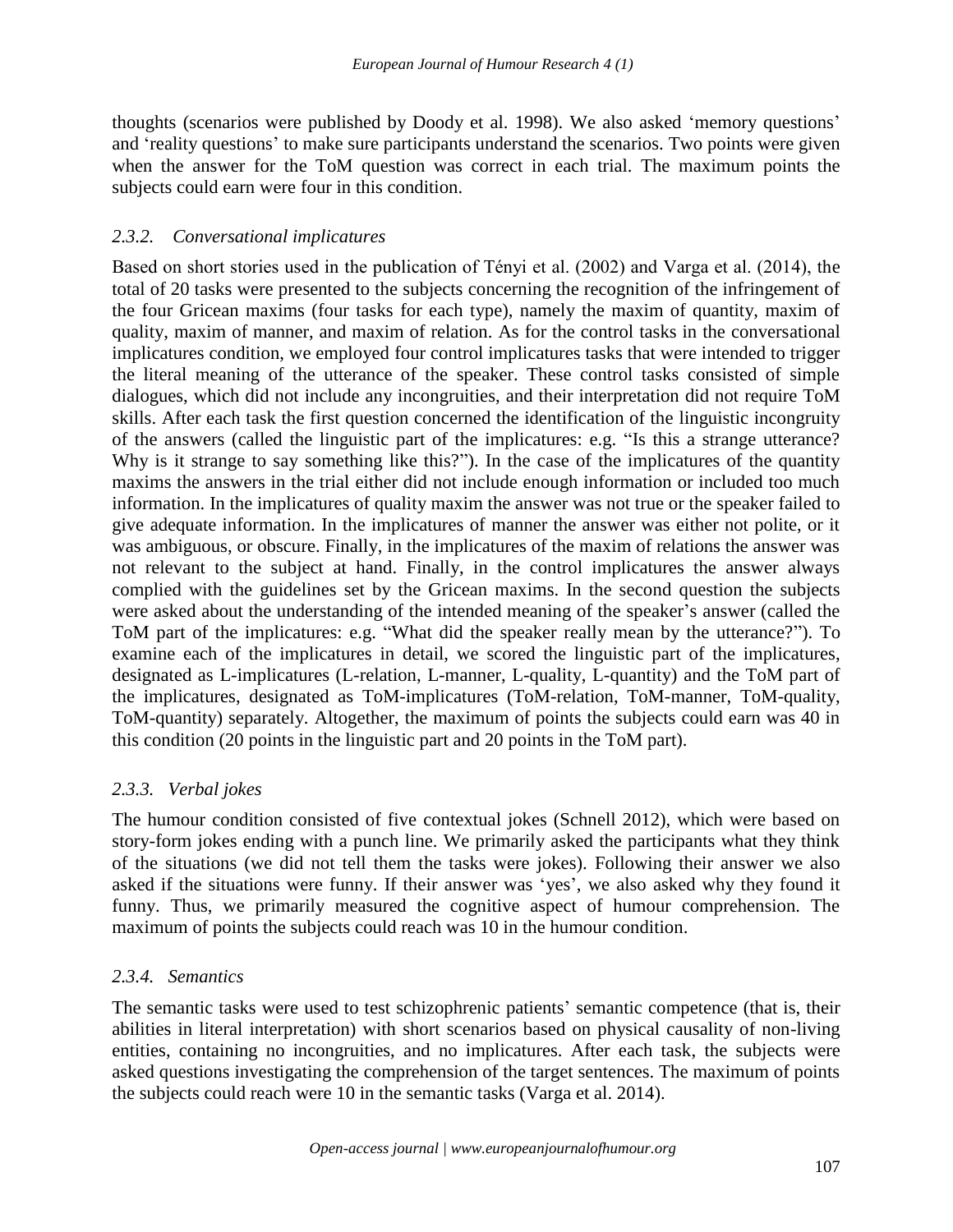thoughts (scenarios were published by Doody et al. 1998). We also asked 'memory questions' and 'reality questions' to make sure participants understand the scenarios. Two points were given when the answer for the ToM question was correct in each trial. The maximum points the subjects could earn were four in this condition.

### *2.3.2. Conversational implicatures*

Based on short stories used in the publication of Tényi et al. (2002) and Varga et al. (2014), the total of 20 tasks were presented to the subjects concerning the recognition of the infringement of the four Gricean maxims (four tasks for each type), namely the maxim of quantity, maxim of quality, maxim of manner, and maxim of relation. As for the control tasks in the conversational implicatures condition, we employed four control implicatures tasks that were intended to trigger the literal meaning of the utterance of the speaker. These control tasks consisted of simple dialogues, which did not include any incongruities, and their interpretation did not require ToM skills. After each task the first question concerned the identification of the linguistic incongruity of the answers (called the linguistic part of the implicatures: e.g. "Is this a strange utterance? Why is it strange to say something like this?"). In the case of the implicatures of the quantity maxims the answers in the trial either did not include enough information or included too much information. In the implicatures of quality maxim the answer was not true or the speaker failed to give adequate information. In the implicatures of manner the answer was either not polite, or it was ambiguous, or obscure. Finally, in the implicatures of the maxim of relations the answer was not relevant to the subject at hand. Finally, in the control implicatures the answer always complied with the guidelines set by the Gricean maxims. In the second question the subjects were asked about the understanding of the intended meaning of the speaker's answer (called the ToM part of the implicatures: e.g. "What did the speaker really mean by the utterance?"). To examine each of the implicatures in detail, we scored the linguistic part of the implicatures, designated as L-implicatures (L-relation, L-manner, L-quality, L-quantity) and the ToM part of the implicatures, designated as ToM-implicatures (ToM-relation, ToM-manner, ToM-quality, ToM-quantity) separately. Altogether, the maximum of points the subjects could earn was 40 in this condition (20 points in the linguistic part and 20 points in the ToM part).

### *2.3.3. Verbal jokes*

The humour condition consisted of five contextual jokes (Schnell 2012), which were based on story-form jokes ending with a punch line. We primarily asked the participants what they think of the situations (we did not tell them the tasks were jokes). Following their answer we also asked if the situations were funny. If their answer was 'yes', we also asked why they found it funny. Thus, we primarily measured the cognitive aspect of humour comprehension. The maximum of points the subjects could reach was 10 in the humour condition.

### *2.3.4. Semantics*

The semantic tasks were used to test schizophrenic patients' semantic competence (that is, their abilities in literal interpretation) with short scenarios based on physical causality of non-living entities, containing no incongruities, and no implicatures. After each task, the subjects were asked questions investigating the comprehension of the target sentences. The maximum of points the subjects could reach were 10 in the semantic tasks (Varga et al. 2014).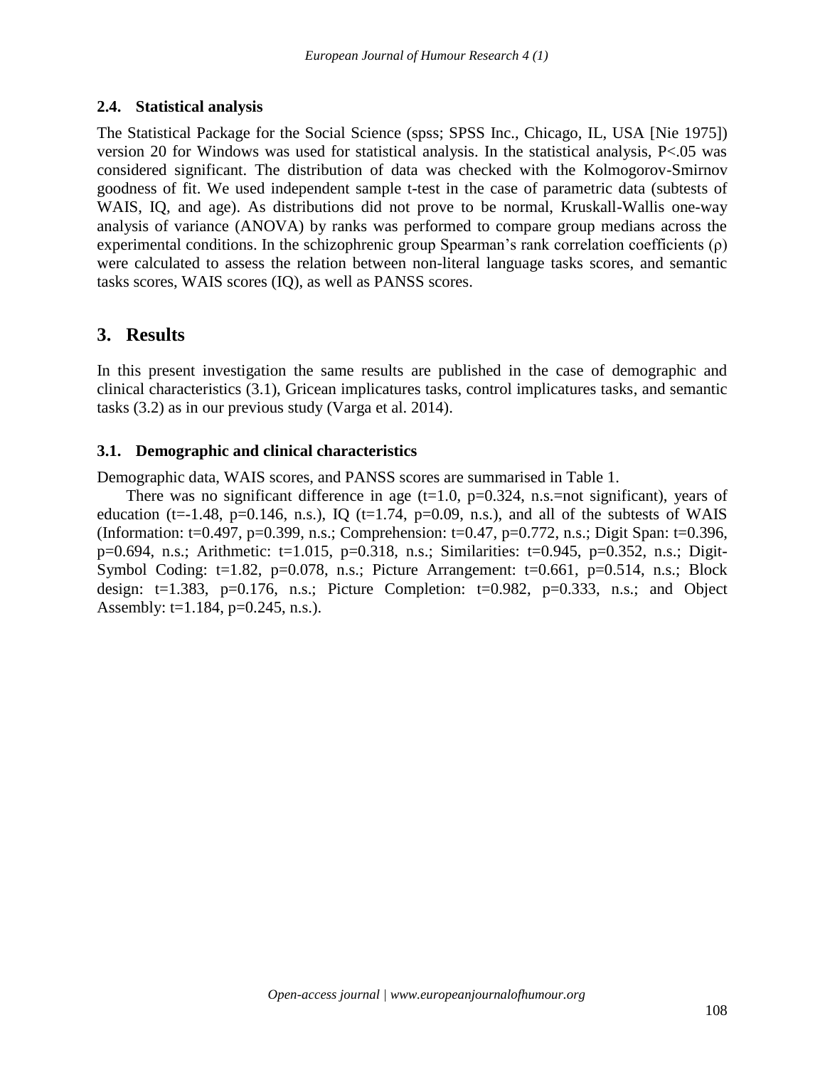### 2.4. Statistical analysis

The Statistical Package for the Social Science (spss; SPSS Inc., Chicago, IL, USA [Nie 1975]) version 20 for Windows was used for statistical analysis. In the statistical analysis, $P<.05$ was considered significant. The distribution of data was checked with the Kolmogorov-Smirnov goodness of fit. We used independent sample t-test in the case of parametric data (subtests of WAIS, IQ, and age). As distributions did not prove to be normal, Kruskall-Wallis one-way analysis of variance (ANOVA) by ranks was performed to compare group medians across the experimental conditions. In the schizophrenic group Spearman's rank correlation coefficients ($\rho$) were calculated to assess the relation between non-literal language tasks scores, and semantic tasks scores, WAIS scores (IQ), as well as PANSS scores.

## 3. Results

In this present investigation the same results are published in the case of demographic and clinical characteristics (3.1), Gricean implicatures tasks, control implicatures tasks, and semantic tasks (3.2) as in our previous study (Varga et al. 2014).

### 3.1. Demographic and clinical characteristics

Demographic data, WAIS scores, and PANSS scores are summarised in Table 1.

There was no significant difference in age ($t=1.0$, $p=0.324$, n.s.=not significant), years of education ($t=-1.48$, $p=0.146$, n.s.), IQ ($t=1.74$, $p=0.09$, n.s.), and all of the subtests of WAIS (Information: $t=0.497$, $p=0.399$, n.s.; Comprehension: $t=0.47$, $p=0.772$, n.s.; Digit Span: $t=0.396$, $p=0.694$, n.s.; Arithmetic: $t=1.015$, $p=0.318$, n.s.; Similarities: $t=0.945$, $p=0.352$, n.s.; Digit-Symbol Coding: $t=1.82$, $p=0.078$, n.s.; Picture Arrangement: $t=0.661$, $p=0.514$, n.s.; Block design: $t=1.383$, $p=0.176$, n.s.; Picture Completion: $t=0.982$, $p=0.333$, n.s.; and Object Assembly: $t=1.184$, $p=0.245$, n.s.).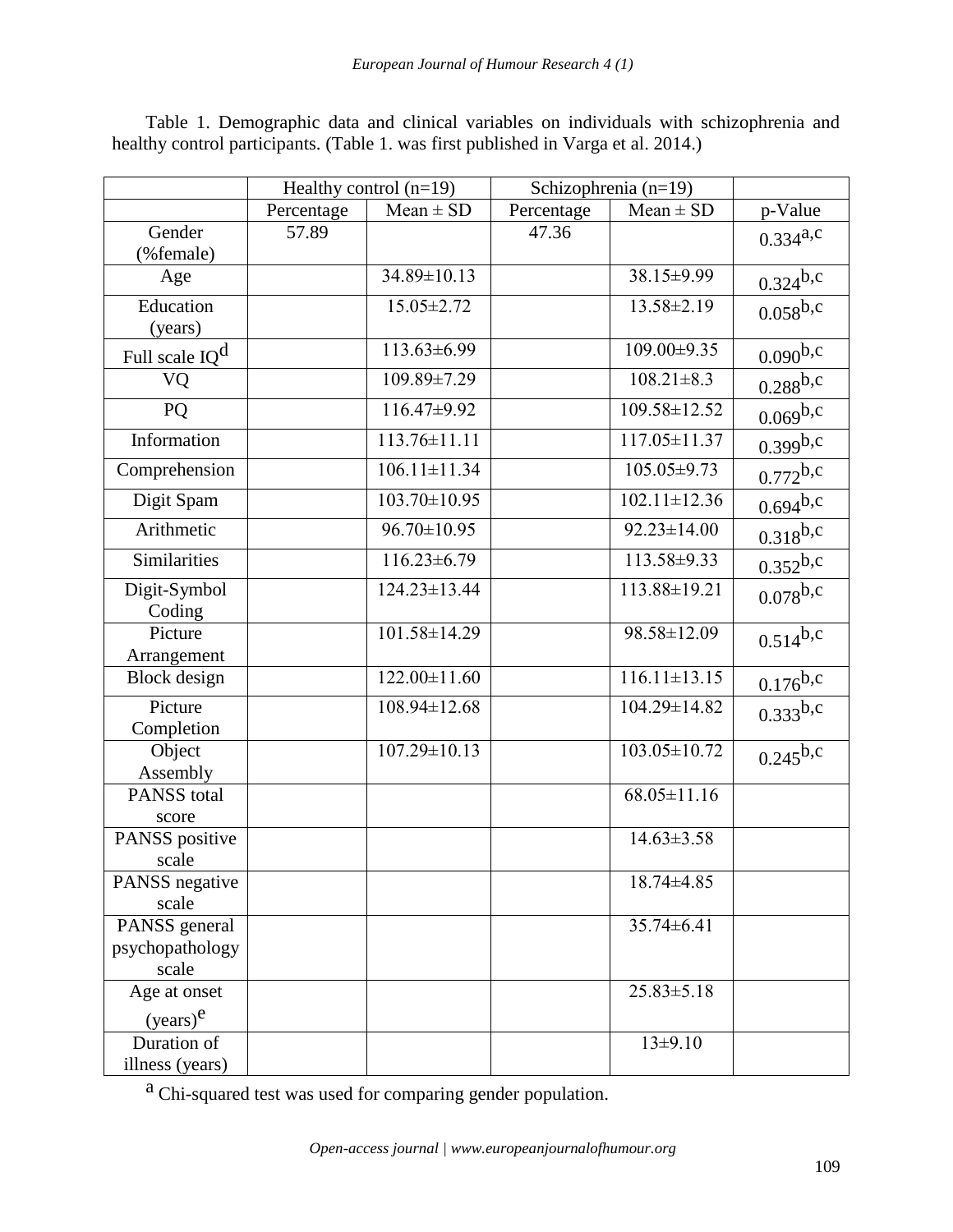Table 1. Demographic data and clinical variables on individuals with schizophrenia and healthy control participants. (Table 1. was first published in Varga et al. 2014.)

| | Healthy control (n=19) | | Schizophrenia (n=19) | | |
|---|---|---|---|---|---|
| | Percentage | Mean ± SD | Percentage | Mean ± SD | p-Value |
| Gender (%female) | 57.89 | | 47.36 | | 0.334[a,c] |
| Age | | 34.89±10.13 | | 38.15±9.99 | 0.324[b,c] |
| Education (years) | | 15.05±2.72 | | 13.58±2.19 | 0.058[b,c] |
| Full scale IQ[d] | | 113.63±6.99 | | 109.00±9.35 | 0.090[b,c] |
| VQ | | 109.89±7.29 | | 108.21±8.3 | 0.288[b,c] |
| PQ | | 116.47±9.92 | | 109.58±12.52 | 0.069[b,c] |
| Information | | 113.76±11.11 | | 117.05±11.37 | 0.399[b,c] |
| Comprehension | | 106.11±11.34 | | 105.05±9.73 | 0.772[b,c] |
| Digit Spam | | 103.70±10.95 | | 102.11±12.36 | 0.694[b,c] |
| Arithmetic | | 96.70±10.95 | | 92.23±14.00 | 0.318[b,c] |
| Similarities | | 116.23±6.79 | | 113.58±9.33 | 0.352[b,c] |
| Digit-Symbol Coding | | 124.23±13.44 | | 113.88±19.21 | 0.078[b,c] |
| Picture Arrangement | | 101.58±14.29 | | 98.58±12.09 | 0.514[b,c] |
| Block design | | 122.00±11.60 | | 116.11±13.15 | 0.176[b,c] |
| Picture Completion | | 108.94±12.68 | | 104.29±14.82 | 0.333[b,c] |
| Object Assembly | | 107.29±10.13 | | 103.05±10.72 | 0.245[b,c] |
| PANSS total score | | | | 68.05±11.16 | |
| PANSS positive scale | | | | 14.63±3.58 | |
| PANSS negative scale | | | | 18.74±4.85 | |
| PANSS general psychopathology scale | | | | 35.74±6.41 | |
| Age at onset (years)[e] | | | | 25.83±5.18 | |
| Duration of illness (years) | | | | 13±9.10 | |

[a] Chi-squared test was used for comparing gender population.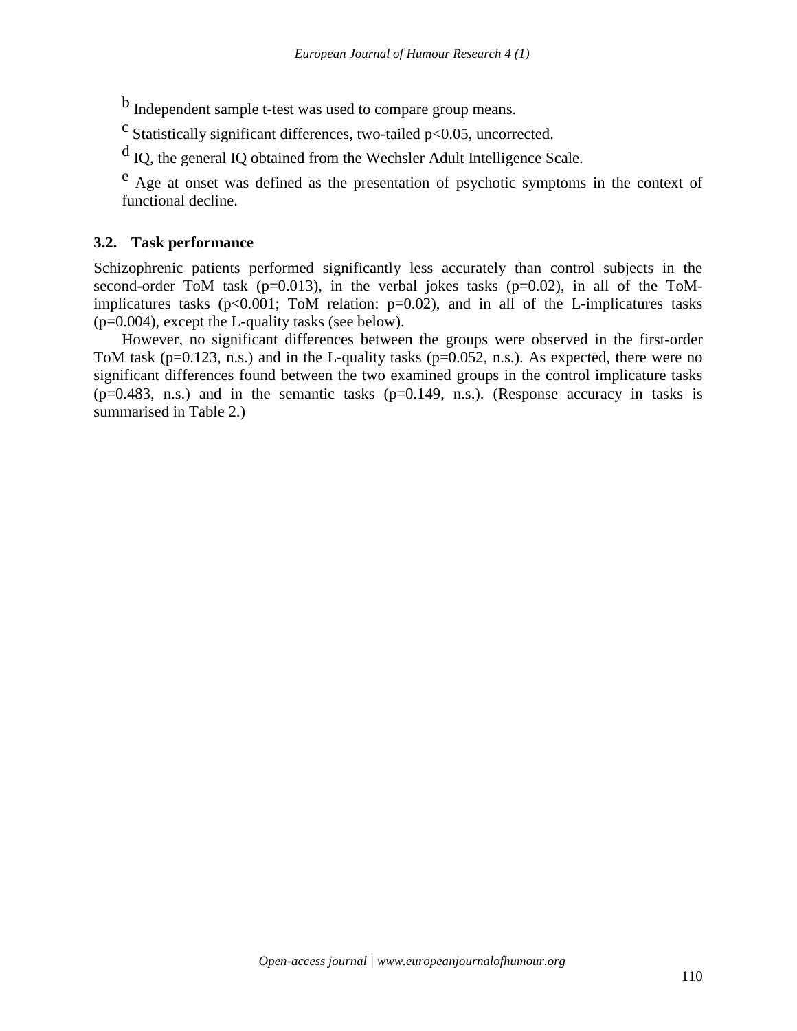[b] Independent sample t-test was used to compare group means.

[c] Statistically significant differences, two-tailed p<0.05, uncorrected.

[d] IQ, the general IQ obtained from the Wechsler Adult Intelligence Scale.

[e] Age at onset was defined as the presentation of psychotic symptoms in the context of functional decline.

### 3.2. Task performance

Schizophrenic patients performed significantly less accurately than control subjects in the second-order ToM task (p=0.013), in the verbal jokes tasks (p=0.02), in all of the ToM-implicatures tasks (p<0.001; ToM relation: p=0.02), and in all of the L-implicatures tasks (p=0.004), except the L-quality tasks (see below).

However, no significant differences between the groups were observed in the first-order ToM task (p=0.123, n.s.) and in the L-quality tasks (p=0.052, n.s.). As expected, there were no significant differences found between the two examined groups in the control implicature tasks (p=0.483, n.s.) and in the semantic tasks (p=0.149, n.s.). (Response accuracy in tasks is summarised in Table 2.)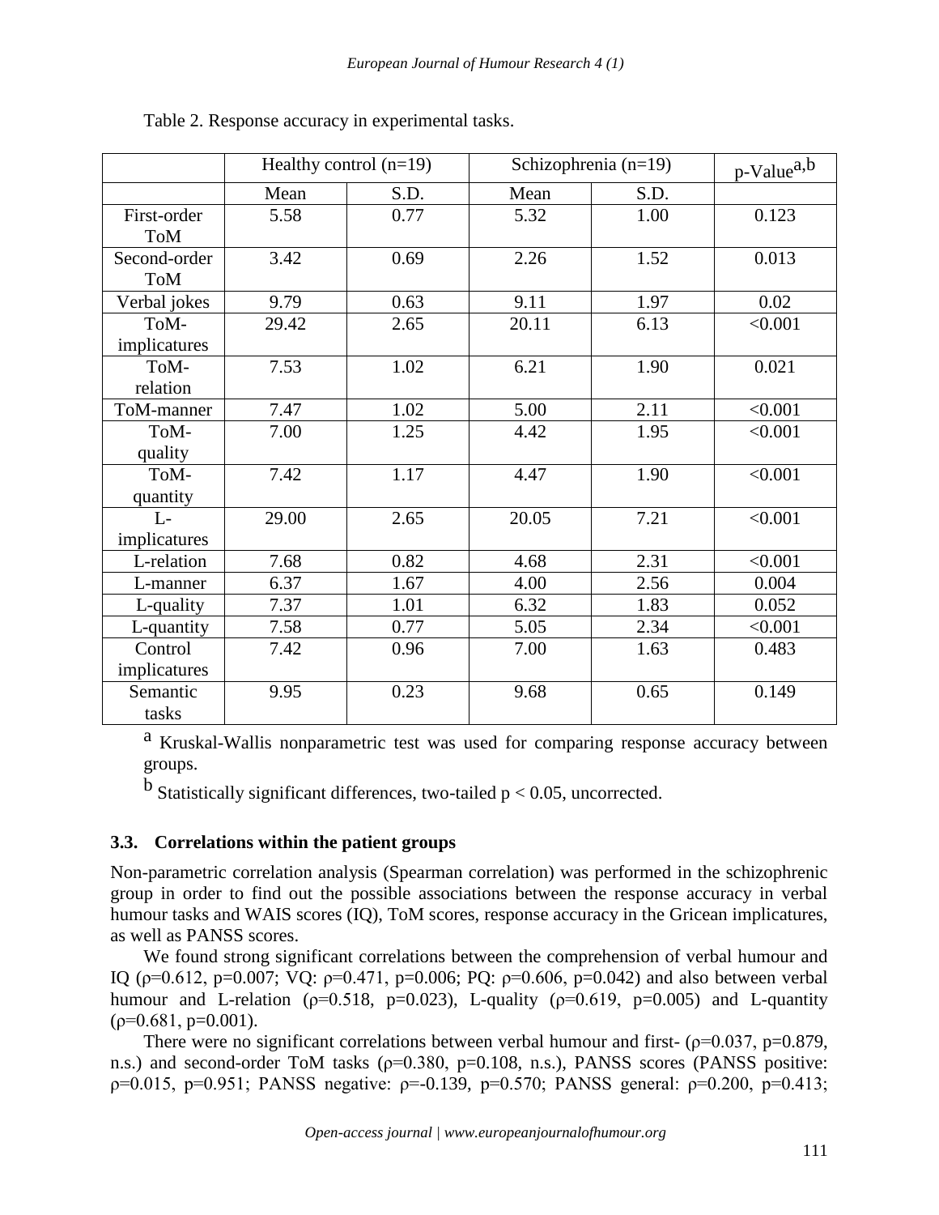Table 2. Response accuracy in experimental tasks.

| | Healthy control (n=19) | | Schizophrenia (n=19) | | p-Value[a,b] |
|---|---|---|---|---|---|
| | Mean | S.D. | Mean | S.D. | |
| First-order ToM | 5.58 | 0.77 | 5.32 | 1.00 | 0.123 |
| Second-order ToM | 3.42 | 0.69 | 2.26 | 1.52 | 0.013 |
| Verbal jokes | 9.79 | 0.63 | 9.11 | 1.97 | 0.02 |
| ToM-implicatures | 29.42 | 2.65 | 20.11 | 6.13 | <0.001 |
| ToM-relation | 7.53 | 1.02 | 6.21 | 1.90 | 0.021 |
| ToM-manner | 7.47 | 1.02 | 5.00 | 2.11 | <0.001 |
| ToM-quality | 7.00 | 1.25 | 4.42 | 1.95 | <0.001 |
| ToM-quantity | 7.42 | 1.17 | 4.47 | 1.90 | <0.001 |
| L-implicatures | 29.00 | 2.65 | 20.05 | 7.21 | <0.001 |
| L-relation | 7.68 | 0.82 | 4.68 | 2.31 | <0.001 |
| L-manner | 6.37 | 1.67 | 4.00 | 2.56 | 0.004 |
| L-quality | 7.37 | 1.01 | 6.32 | 1.83 | 0.052 |
| L-quantity | 7.58 | 0.77 | 5.05 | 2.34 | <0.001 |
| Control implicatures | 7.42 | 0.96 | 7.00 | 1.63 | 0.483 |
| Semantic tasks | 9.95 | 0.23 | 9.68 | 0.65 | 0.149 |

[a] Kruskal-Wallis nonparametric test was used for comparing response accuracy between groups.

[b] Statistically significant differences, two-tailed $p < 0.05$, uncorrected.

### 3.3. Correlations within the patient groups

Non-parametric correlation analysis (Spearman correlation) was performed in the schizophrenic group in order to find out the possible associations between the response accuracy in verbal humour tasks and WAIS scores (IQ), ToM scores, response accuracy in the Gricean implicatures, as well as PANSS scores.

We found strong significant correlations between the comprehension of verbal humour and IQ ($\rho$=0.612, p=0.007; VQ: $\rho$=0.471, p=0.006; PQ: $\rho$=0.606, p=0.042) and also between verbal humour and L-relation ($\rho$=0.518, p=0.023), L-quality ($\rho$=0.619, p=0.005) and L-quantity ($\rho$=0.681, p=0.001).

There were no significant correlations between verbal humour and first- ($\rho$=0.037, p=0.879, n.s.) and second-order ToM tasks ($\rho$=0.380, p=0.108, n.s.), PANSS scores (PANSS positive: $\rho$=0.015, p=0.951; PANSS negative: $\rho$=-0.139, p=0.570; PANSS general: $\rho$=0.200, p=0.413;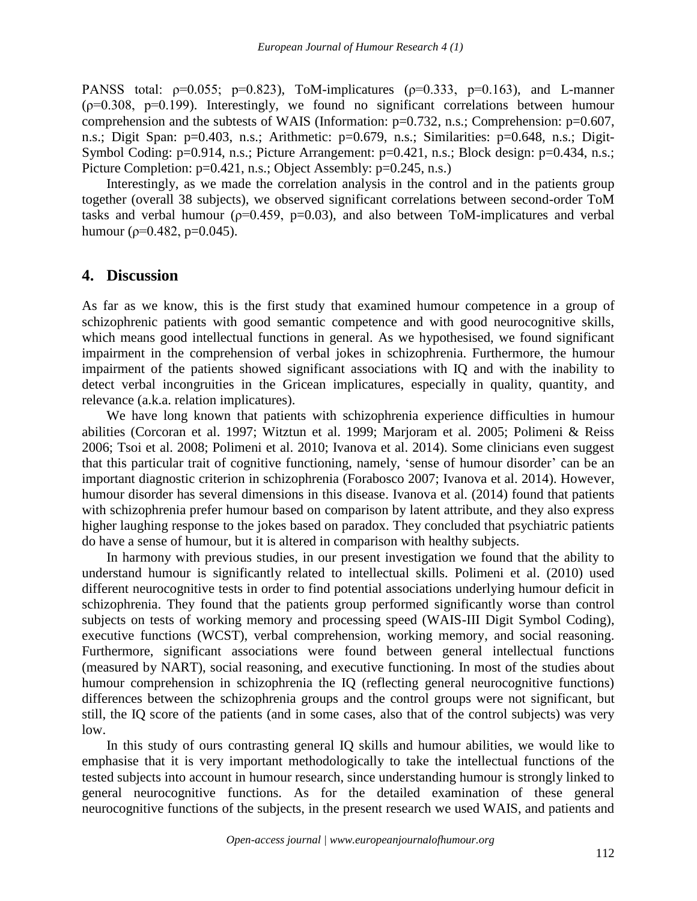PANSS total: $\rho=0.055$; $p=0.823$), ToM-implicatures ($\rho=0.333$, $p=0.163$), and L-manner ($\rho=0.308$, $p=0.199$). Interestingly, we found no significant correlations between humour comprehension and the subtests of WAIS (Information: $p=0.732$, n.s.; Comprehension: $p=0.607$, n.s.; Digit Span: $p=0.403$, n.s.; Arithmetic: $p=0.679$, n.s.; Similarities: $p=0.648$, n.s.; Digit-Symbol Coding: $p=0.914$, n.s.; Picture Arrangement: $p=0.421$, n.s.; Block design: $p=0.434$, n.s.; Picture Completion: $p=0.421$, n.s.; Object Assembly: $p=0.245$, n.s.)

Interestingly, as we made the correlation analysis in the control and in the patients group together (overall 38 subjects), we observed significant correlations between second-order ToM tasks and verbal humour ($\rho=0.459$, $p=0.03$), and also between ToM-implicatures and verbal humour ($\rho=0.482$, $p=0.045$).

## 4. Discussion

As far as we know, this is the first study that examined humour competence in a group of schizophrenic patients with good semantic competence and with good neurocognitive skills, which means good intellectual functions in general. As we hypothesised, we found significant impairment in the comprehension of verbal jokes in schizophrenia. Furthermore, the humour impairment of the patients showed significant associations with IQ and with the inability to detect verbal incongruities in the Gricean implicatures, especially in quality, quantity, and relevance (a.k.a. relation implicatures).

We have long known that patients with schizophrenia experience difficulties in humour abilities (Corcoran et al. 1997; Witztun et al. 1999; Marjoram et al. 2005; Polimeni & Reiss 2006; Tsoi et al. 2008; Polimeni et al. 2010; Ivanova et al. 2014). Some clinicians even suggest that this particular trait of cognitive functioning, namely, 'sense of humour disorder' can be an important diagnostic criterion in schizophrenia (Forabosco 2007; Ivanova et al. 2014). However, humour disorder has several dimensions in this disease. Ivanova et al. (2014) found that patients with schizophrenia prefer humour based on comparison by latent attribute, and they also express higher laughing response to the jokes based on paradox. They concluded that psychiatric patients do have a sense of humour, but it is altered in comparison with healthy subjects.

In harmony with previous studies, in our present investigation we found that the ability to understand humour is significantly related to intellectual skills. Polimeni et al. (2010) used different neurocognitive tests in order to find potential associations underlying humour deficit in schizophrenia. They found that the patients group performed significantly worse than control subjects on tests of working memory and processing speed (WAIS-III Digit Symbol Coding), executive functions (WCST), verbal comprehension, working memory, and social reasoning. Furthermore, significant associations were found between general intellectual functions (measured by NART), social reasoning, and executive functioning. In most of the studies about humour comprehension in schizophrenia the IQ (reflecting general neurocognitive functions) differences between the schizophrenia groups and the control groups were not significant, but still, the IQ score of the patients (and in some cases, also that of the control subjects) was very low.

In this study of ours contrasting general IQ skills and humour abilities, we would like to emphasise that it is very important methodologically to take the intellectual functions of the tested subjects into account in humour research, since understanding humour is strongly linked to general neurocognitive functions. As for the detailed examination of these general neurocognitive functions of the subjects, in the present research we used WAIS, and patients and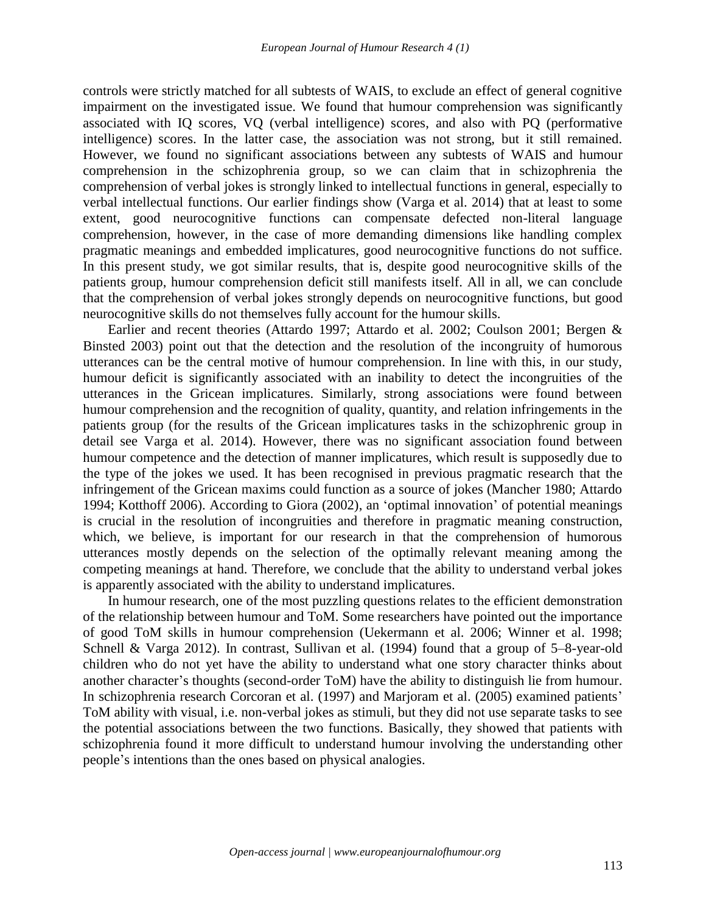controls were strictly matched for all subtests of WAIS, to exclude an effect of general cognitive impairment on the investigated issue. We found that humour comprehension was significantly associated with IQ scores, VQ (verbal intelligence) scores, and also with PQ (performative intelligence) scores. In the latter case, the association was not strong, but it still remained. However, we found no significant associations between any subtests of WAIS and humour comprehension in the schizophrenia group, so we can claim that in schizophrenia the comprehension of verbal jokes is strongly linked to intellectual functions in general, especially to verbal intellectual functions. Our earlier findings show (Varga et al. 2014) that at least to some extent, good neurocognitive functions can compensate defected non-literal language comprehension, however, in the case of more demanding dimensions like handling complex pragmatic meanings and embedded implicatures, good neurocognitive functions do not suffice. In this present study, we got similar results, that is, despite good neurocognitive skills of the patients group, humour comprehension deficit still manifests itself. All in all, we can conclude that the comprehension of verbal jokes strongly depends on neurocognitive functions, but good neurocognitive skills do not themselves fully account for the humour skills.

Earlier and recent theories (Attardo 1997; Attardo et al. 2002; Coulson 2001; Bergen & Binsted 2003) point out that the detection and the resolution of the incongruity of humorous utterances can be the central motive of humour comprehension. In line with this, in our study, humour deficit is significantly associated with an inability to detect the incongruities of the utterances in the Gricean implicatures. Similarly, strong associations were found between humour comprehension and the recognition of quality, quantity, and relation infringements in the patients group (for the results of the Gricean implicatures tasks in the schizophrenic group in detail see Varga et al. 2014). However, there was no significant association found between humour competence and the detection of manner implicatures, which result is supposedly due to the type of the jokes we used. It has been recognised in previous pragmatic research that the infringement of the Gricean maxims could function as a source of jokes (Mancher 1980; Attardo 1994; Kotthoff 2006). According to Giora (2002), an 'optimal innovation' of potential meanings is crucial in the resolution of incongruities and therefore in pragmatic meaning construction, which, we believe, is important for our research in that the comprehension of humorous utterances mostly depends on the selection of the optimally relevant meaning among the competing meanings at hand. Therefore, we conclude that the ability to understand verbal jokes is apparently associated with the ability to understand implicatures.

In humour research, one of the most puzzling questions relates to the efficient demonstration of the relationship between humour and ToM. Some researchers have pointed out the importance of good ToM skills in humour comprehension (Uekermann et al. 2006; Winner et al. 1998; Schnell & Varga 2012). In contrast, Sullivan et al. (1994) found that a group of 5–8-year-old children who do not yet have the ability to understand what one story character thinks about another character's thoughts (second-order ToM) have the ability to distinguish lie from humour. In schizophrenia research Corcoran et al. (1997) and Marjoram et al. (2005) examined patients' ToM ability with visual, i.e. non-verbal jokes as stimuli, but they did not use separate tasks to see the potential associations between the two functions. Basically, they showed that patients with schizophrenia found it more difficult to understand humour involving the understanding other people's intentions than the ones based on physical analogies.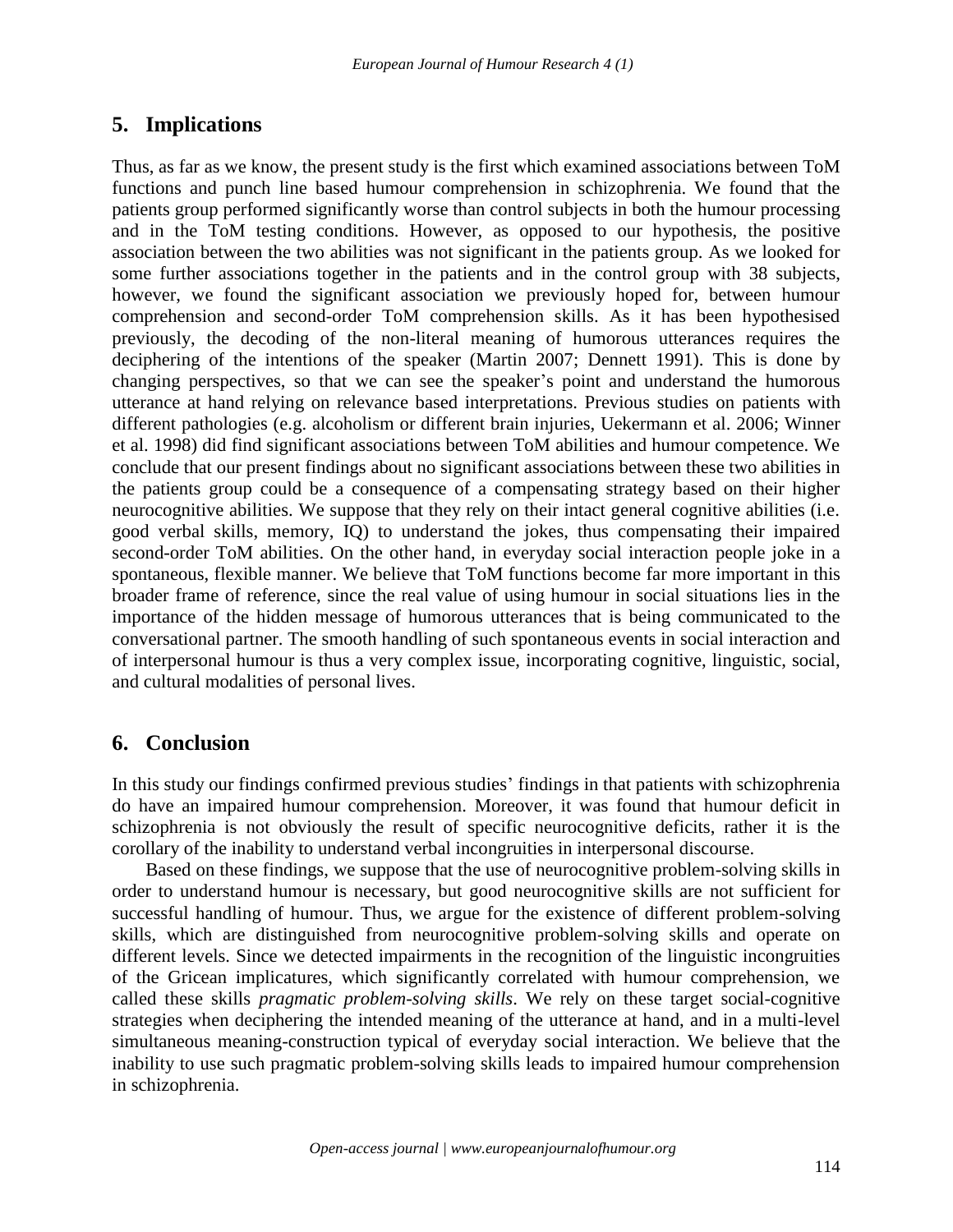## 5. Implications

Thus, as far as we know, the present study is the first which examined associations between ToM functions and punch line based humour comprehension in schizophrenia. We found that the patients group performed significantly worse than control subjects in both the humour processing and in the ToM testing conditions. However, as opposed to our hypothesis, the positive association between the two abilities was not significant in the patients group. As we looked for some further associations together in the patients and in the control group with 38 subjects, however, we found the significant association we previously hoped for, between humour comprehension and second-order ToM comprehension skills. As it has been hypothesised previously, the decoding of the non-literal meaning of humorous utterances requires the deciphering of the intentions of the speaker (Martin 2007; Dennett 1991). This is done by changing perspectives, so that we can see the speaker's point and understand the humorous utterance at hand relying on relevance based interpretations. Previous studies on patients with different pathologies (e.g. alcoholism or different brain injuries, Uekermann et al. 2006; Winner et al. 1998) did find significant associations between ToM abilities and humour competence. We conclude that our present findings about no significant associations between these two abilities in the patients group could be a consequence of a compensating strategy based on their higher neurocognitive abilities. We suppose that they rely on their intact general cognitive abilities (i.e. good verbal skills, memory, IQ) to understand the jokes, thus compensating their impaired second-order ToM abilities. On the other hand, in everyday social interaction people joke in a spontaneous, flexible manner. We believe that ToM functions become far more important in this broader frame of reference, since the real value of using humour in social situations lies in the importance of the hidden message of humorous utterances that is being communicated to the conversational partner. The smooth handling of such spontaneous events in social interaction and of interpersonal humour is thus a very complex issue, incorporating cognitive, linguistic, social, and cultural modalities of personal lives.

## 6. Conclusion

In this study our findings confirmed previous studies' findings in that patients with schizophrenia do have an impaired humour comprehension. Moreover, it was found that humour deficit in schizophrenia is not obviously the result of specific neurocognitive deficits, rather it is the corollary of the inability to understand verbal incongruities in interpersonal discourse.

Based on these findings, we suppose that the use of neurocognitive problem-solving skills in order to understand humour is necessary, but good neurocognitive skills are not sufficient for successful handling of humour. Thus, we argue for the existence of different problem-solving skills, which are distinguished from neurocognitive problem-solving skills and operate on different levels. Since we detected impairments in the recognition of the linguistic incongruities of the Gricean implicatures, which significantly correlated with humour comprehension, we called these skills *pragmatic problem-solving skills*. We rely on these target social-cognitive strategies when deciphering the intended meaning of the utterance at hand, and in a multi-level simultaneous meaning-construction typical of everyday social interaction. We believe that the inability to use such pragmatic problem-solving skills leads to impaired humour comprehension in schizophrenia.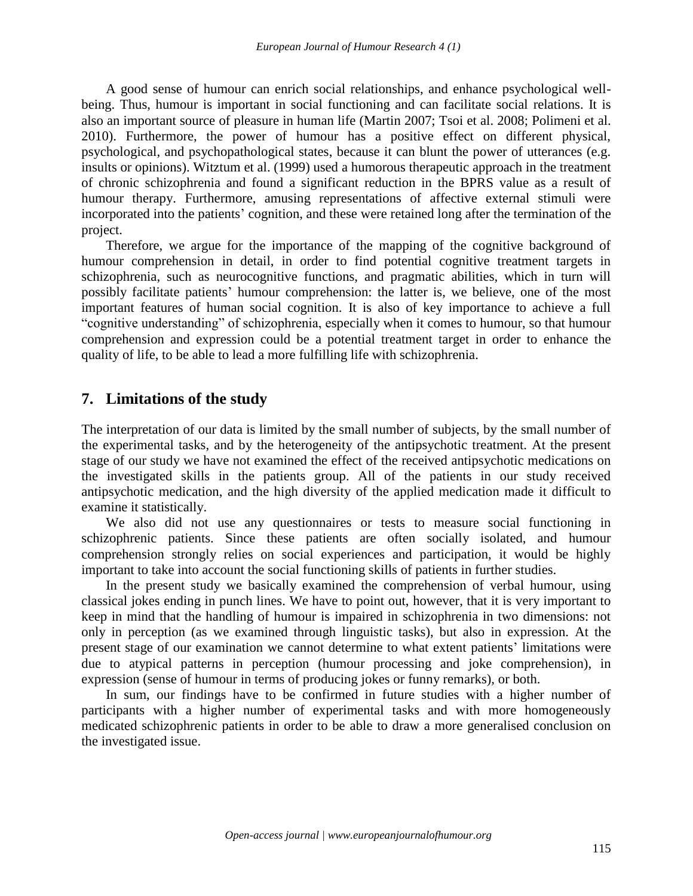A good sense of humour can enrich social relationships, and enhance psychological well-being. Thus, humour is important in social functioning and can facilitate social relations. It is also an important source of pleasure in human life (Martin 2007; Tsoi et al. 2008; Polimeni et al. 2010). Furthermore, the power of humour has a positive effect on different physical, psychological, and psychopathological states, because it can blunt the power of utterances (e.g. insults or opinions). Witztum et al. (1999) used a humorous therapeutic approach in the treatment of chronic schizophrenia and found a significant reduction in the BPRS value as a result of humour therapy. Furthermore, amusing representations of affective external stimuli were incorporated into the patients' cognition, and these were retained long after the termination of the project.

Therefore, we argue for the importance of the mapping of the cognitive background of humour comprehension in detail, in order to find potential cognitive treatment targets in schizophrenia, such as neurocognitive functions, and pragmatic abilities, which in turn will possibly facilitate patients' humour comprehension: the latter is, we believe, one of the most important features of human social cognition. It is also of key importance to achieve a full "cognitive understanding" of schizophrenia, especially when it comes to humour, so that humour comprehension and expression could be a potential treatment target in order to enhance the quality of life, to be able to lead a more fulfilling life with schizophrenia.

## 7. Limitations of the study

The interpretation of our data is limited by the small number of subjects, by the small number of the experimental tasks, and by the heterogeneity of the antipsychotic treatment. At the present stage of our study we have not examined the effect of the received antipsychotic medications on the investigated skills in the patients group. All of the patients in our study received antipsychotic medication, and the high diversity of the applied medication made it difficult to examine it statistically.

We also did not use any questionnaires or tests to measure social functioning in schizophrenic patients. Since these patients are often socially isolated, and humour comprehension strongly relies on social experiences and participation, it would be highly important to take into account the social functioning skills of patients in further studies.

In the present study we basically examined the comprehension of verbal humour, using classical jokes ending in punch lines. We have to point out, however, that it is very important to keep in mind that the handling of humour is impaired in schizophrenia in two dimensions: not only in perception (as we examined through linguistic tasks), but also in expression. At the present stage of our examination we cannot determine to what extent patients' limitations were due to atypical patterns in perception (humour processing and joke comprehension), in expression (sense of humour in terms of producing jokes or funny remarks), or both.

In sum, our findings have to be confirmed in future studies with a higher number of participants with a higher number of experimental tasks and with more homogeneously medicated schizophrenic patients in order to be able to draw a more generalised conclusion on the investigated issue.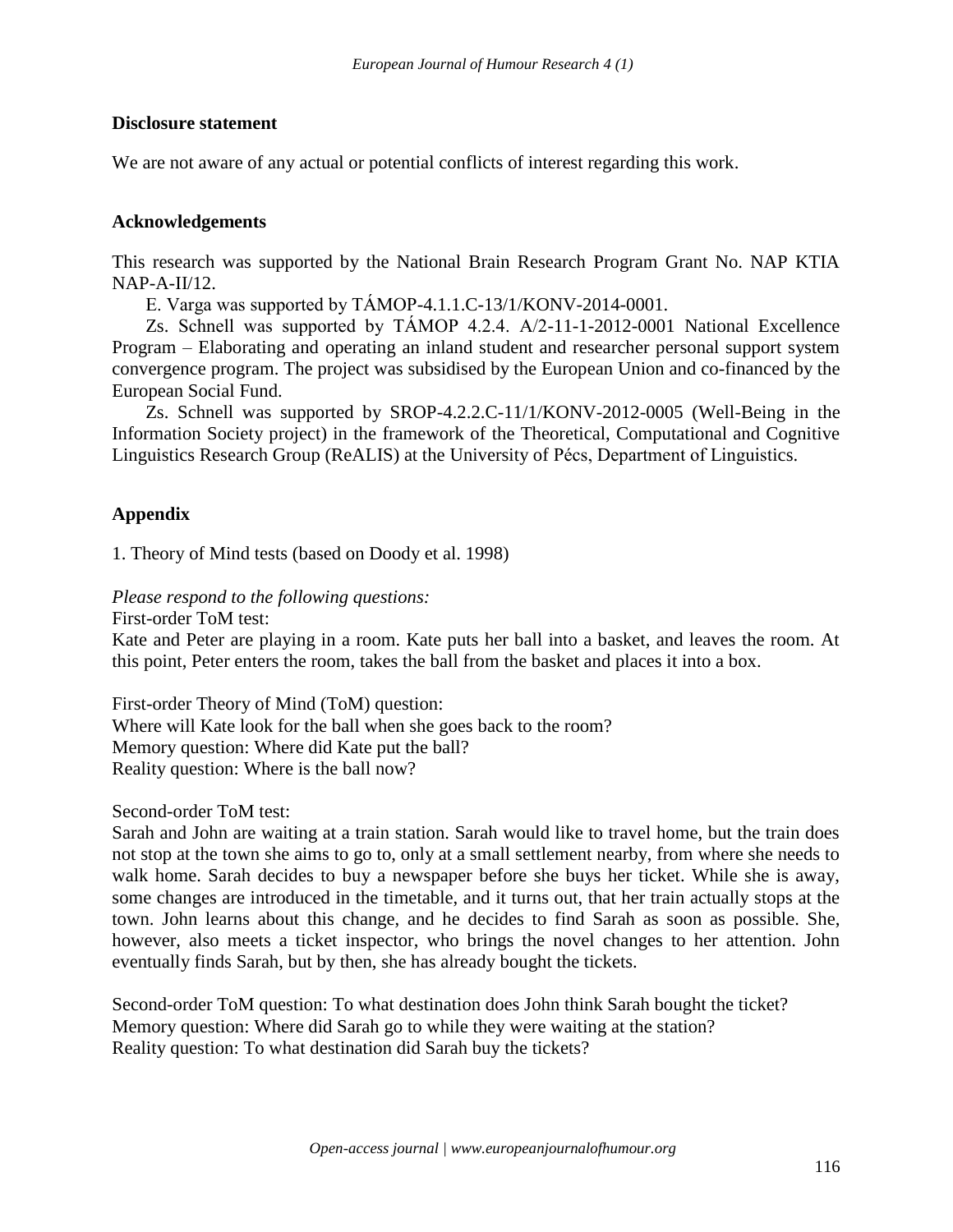**Disclosure statement**

We are not aware of any actual or potential conflicts of interest regarding this work.

**Acknowledgements**

This research was supported by the National Brain Research Program Grant No. NAP KTIA NAP-A-II/12.

E. Varga was supported by TÁMOP-4.1.1.C-13/1/KONV-2014-0001.

Zs. Schnell was supported by TÁMOP 4.2.4. A/2-11-1-2012-0001 National Excellence Program – Elaborating and operating an inland student and researcher personal support system convergence program. The project was subsidised by the European Union and co-financed by the European Social Fund.

Zs. Schnell was supported by SROP-4.2.2.C-11/1/KONV-2012-0005 (Well-Being in the Information Society project) in the framework of the Theoretical, Computational and Cognitive Linguistics Research Group (ReALIS) at the University of Pécs, Department of Linguistics.

**Appendix**

1. Theory of Mind tests (based on Doody et al. 1998)

*Please respond to the following questions:*

First-order ToM test:

Kate and Peter are playing in a room. Kate puts her ball into a basket, and leaves the room. At this point, Peter enters the room, takes the ball from the basket and places it into a box.

First-order Theory of Mind (ToM) question:
Where will Kate look for the ball when she goes back to the room?
Memory question: Where did Kate put the ball?
Reality question: Where is the ball now?

Second-order ToM test:

Sarah and John are waiting at a train station. Sarah would like to travel home, but the train does not stop at the town she aims to go to, only at a small settlement nearby, from where she needs to walk home. Sarah decides to buy a newspaper before she buys her ticket. While she is away, some changes are introduced in the timetable, and it turns out, that her train actually stops at the town. John learns about this change, and he decides to find Sarah as soon as possible. She, however, also meets a ticket inspector, who brings the novel changes to her attention. John eventually finds Sarah, but by then, she has already bought the tickets.

Second-order ToM question: To what destination does John think Sarah bought the ticket?
Memory question: Where did Sarah go to while they were waiting at the station?
Reality question: To what destination did Sarah buy the tickets?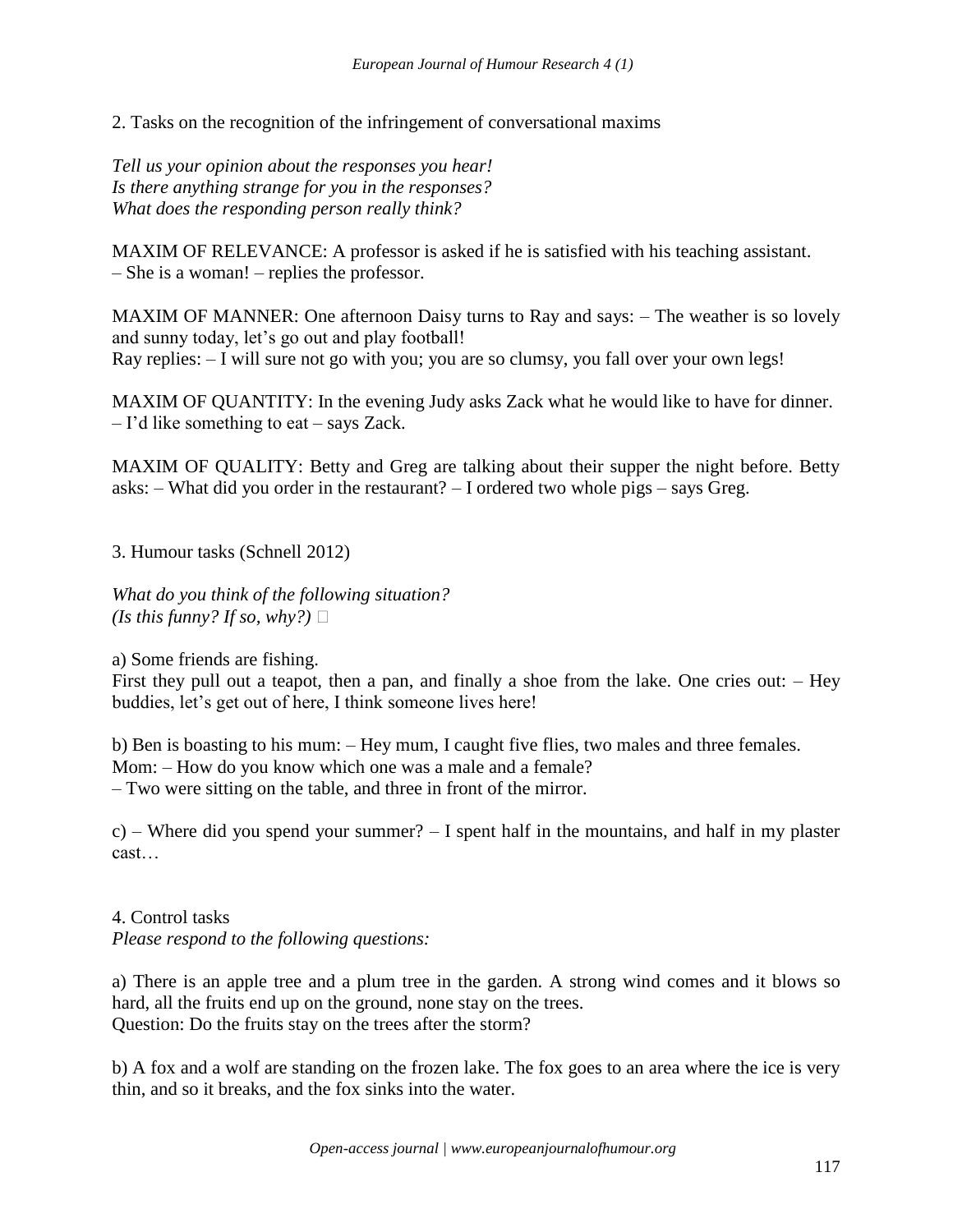2. Tasks on the recognition of the infringement of conversational maxims

*Tell us your opinion about the responses you hear!*
*Is there anything strange for you in the responses?*
*What does the responding person really think?*

MAXIM OF RELEVANCE: A professor is asked if he is satisfied with his teaching assistant.
– She is a woman! – replies the professor.

MAXIM OF MANNER: One afternoon Daisy turns to Ray and says: – The weather is so lovely and sunny today, let's go out and play football!
Ray replies: – I will sure not go with you; you are so clumsy, you fall over your own legs!

MAXIM OF QUANTITY: In the evening Judy asks Zack what he would like to have for dinner.
– I'd like something to eat – says Zack.

MAXIM OF QUALITY: Betty and Greg are talking about their supper the night before. Betty asks: – What did you order in the restaurant? – I ordered two whole pigs – says Greg.

3. Humour tasks (Schnell 2012)

*What do you think of the following situation?*
*(Is this funny? If so, why?)*

a) Some friends are fishing.
First they pull out a teapot, then a pan, and finally a shoe from the lake. One cries out: – Hey buddies, let's get out of here, I think someone lives here!

b) Ben is boasting to his mum: – Hey mum, I caught five flies, two males and three females.
Mom: – How do you know which one was a male and a female?
– Two were sitting on the table, and three in front of the mirror.

c) – Where did you spend your summer? – I spent half in the mountains, and half in my plaster cast…

4. Control tasks
*Please respond to the following questions:*

a) There is an apple tree and a plum tree in the garden. A strong wind comes and it blows so hard, all the fruits end up on the ground, none stay on the trees.
Question: Do the fruits stay on the trees after the storm?

b) A fox and a wolf are standing on the frozen lake. The fox goes to an area where the ice is very thin, and so it breaks, and the fox sinks into the water.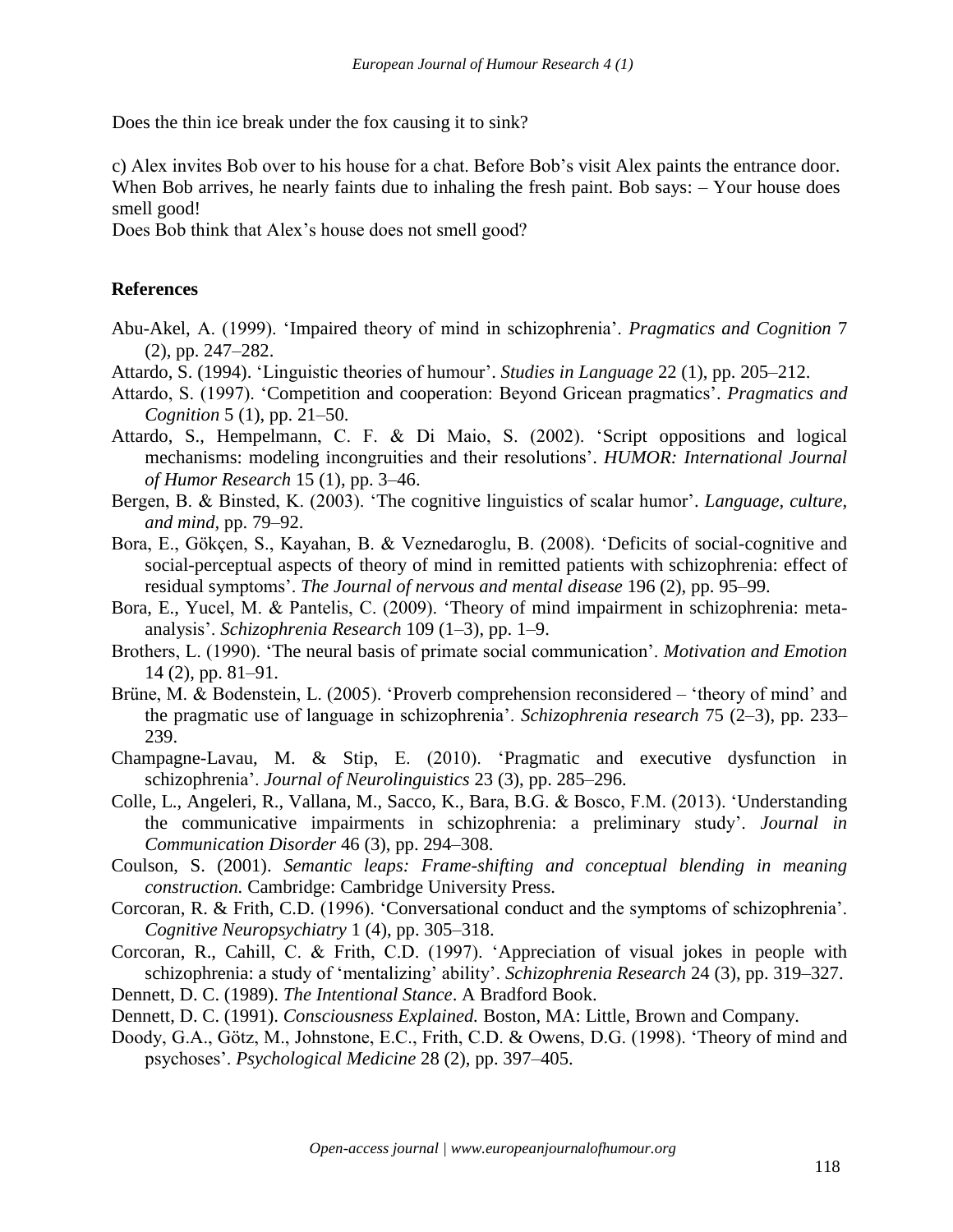Does the thin ice break under the fox causing it to sink?

c) Alex invites Bob over to his house for a chat. Before Bob's visit Alex paints the entrance door. When Bob arrives, he nearly faints due to inhaling the fresh paint. Bob says: – Your house does smell good!
Does Bob think that Alex's house does not smell good?

## References

Abu-Akel, A. (1999). 'Impaired theory of mind in schizophrenia'. *Pragmatics and Cognition* 7 (2), pp. 247–282.

Attardo, S. (1994). 'Linguistic theories of humour'. *Studies in Language* 22 (1), pp. 205–212.

Attardo, S. (1997). 'Competition and cooperation: Beyond Gricean pragmatics'. *Pragmatics and Cognition* 5 (1), pp. 21–50.

Attardo, S., Hempelmann, C. F. & Di Maio, S. (2002). 'Script oppositions and logical mechanisms: modeling incongruities and their resolutions'. *HUMOR: International Journal of Humor Research* 15 (1), pp. 3–46.

Bergen, B. & Binsted, K. (2003). 'The cognitive linguistics of scalar humor'. *Language, culture, and mind*, pp. 79–92.

Bora, E., Gökçen, S., Kayahan, B. & Veznedaroglu, B. (2008). 'Deficits of social-cognitive and social-perceptual aspects of theory of mind in remitted patients with schizophrenia: effect of residual symptoms'. *The Journal of nervous and mental disease* 196 (2), pp. 95–99.

Bora, E., Yucel, M. & Pantelis, C. (2009). 'Theory of mind impairment in schizophrenia: meta-analysis'. *Schizophrenia Research* 109 (1–3), pp. 1–9.

Brothers, L. (1990). 'The neural basis of primate social communication'. *Motivation and Emotion* 14 (2), pp. 81–91.

Brüne, M. & Bodenstein, L. (2005). 'Proverb comprehension reconsidered – 'theory of mind' and the pragmatic use of language in schizophrenia'. *Schizophrenia research* 75 (2–3), pp. 233–239.

Champagne-Lavau, M. & Stip, E. (2010). 'Pragmatic and executive dysfunction in schizophrenia'. *Journal of Neurolinguistics* 23 (3), pp. 285–296.

Colle, L., Angeleri, R., Vallana, M., Sacco, K., Bara, B.G. & Bosco, F.M. (2013). 'Understanding the communicative impairments in schizophrenia: a preliminary study'. *Journal in Communication Disorder* 46 (3), pp. 294–308.

Coulson, S. (2001). *Semantic leaps: Frame-shifting and conceptual blending in meaning construction.* Cambridge: Cambridge University Press.

Corcoran, R. & Frith, C.D. (1996). 'Conversational conduct and the symptoms of schizophrenia'. *Cognitive Neuropsychiatry* 1 (4), pp. 305–318.

Corcoran, R., Cahill, C. & Frith, C.D. (1997). 'Appreciation of visual jokes in people with schizophrenia: a study of 'mentalizing' ability'. *Schizophrenia Research* 24 (3), pp. 319–327.

Dennett, D. C. (1989). *The Intentional Stance*. A Bradford Book.

Dennett, D. C. (1991). *Consciousness Explained.* Boston, MA: Little, Brown and Company.

Doody, G.A., Götz, M., Johnstone, E.C., Frith, C.D. & Owens, D.G. (1998). 'Theory of mind and psychoses'. *Psychological Medicine* 28 (2), pp. 397–405.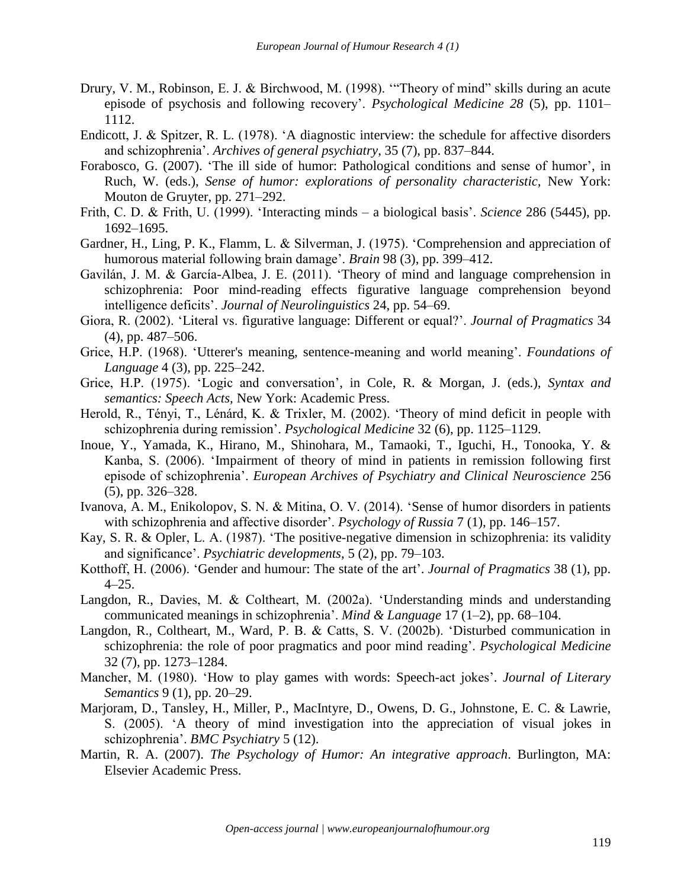Drury, V. M., Robinson, E. J. & Birchwood, M. (1998). '"Theory of mind" skills during an acute episode of psychosis and following recovery'. *Psychological Medicine 28* (5), pp. 1101–1112.

Endicott, J. & Spitzer, R. L. (1978). 'A diagnostic interview: the schedule for affective disorders and schizophrenia'. *Archives of general psychiatry*, 35 (7), pp. 837–844.

Forabosco, G. (2007). 'The ill side of humor: Pathological conditions and sense of humor', in Ruch, W. (eds.), *Sense of humor: explorations of personality characteristic,* New York: Mouton de Gruyter, pp. 271–292.

Frith, C. D. & Frith, U. (1999). 'Interacting minds – a biological basis'. *Science* 286 (5445), pp. 1692–1695.

Gardner, H., Ling, P. K., Flamm, L. & Silverman, J. (1975). 'Comprehension and appreciation of humorous material following brain damage'. *Brain* 98 (3), pp. 399–412.

Gavilán, J. M. & García-Albea, J. E. (2011). 'Theory of mind and language comprehension in schizophrenia: Poor mind-reading effects figurative language comprehension beyond intelligence deficits'. *Journal of Neurolinguistics* 24, pp. 54–69.

Giora, R. (2002). 'Literal vs. figurative language: Different or equal?'. *Journal of Pragmatics* 34 (4), pp. 487–506.

Grice, H.P. (1968). 'Utterer's meaning, sentence-meaning and world meaning'. *Foundations of Language* 4 (3), pp. 225–242.

Grice, H.P. (1975). 'Logic and conversation', in Cole, R. & Morgan, J. (eds.), *Syntax and semantics: Speech Acts,* New York: Academic Press.

Herold, R., Tényi, T., Lénárd, K. & Trixler, M. (2002). 'Theory of mind deficit in people with schizophrenia during remission'. *Psychological Medicine* 32 (6), pp. 1125–1129.

Inoue, Y., Yamada, K., Hirano, M., Shinohara, M., Tamaoki, T., Iguchi, H., Tonooka, Y. & Kanba, S. (2006). 'Impairment of theory of mind in patients in remission following first episode of schizophrenia'. *European Archives of Psychiatry and Clinical Neuroscience* 256 (5), pp. 326–328.

Ivanova, A. M., Enikolopov, S. N. & Mitina, O. V. (2014). 'Sense of humor disorders in patients with schizophrenia and affective disorder'. *Psychology of Russia* 7 (1), pp. 146–157.

Kay, S. R. & Opler, L. A. (1987). 'The positive-negative dimension in schizophrenia: its validity and significance'. *Psychiatric developments*, 5 (2), pp. 79–103.

Kotthoff, H. (2006). 'Gender and humour: The state of the art'. *Journal of Pragmatics* 38 (1), pp. 4–25.

Langdon, R., Davies, M. & Coltheart, M. (2002a). 'Understanding minds and understanding communicated meanings in schizophrenia'. *Mind & Language* 17 (1–2), pp. 68–104.

Langdon, R., Coltheart, M., Ward, P. B. & Catts, S. V. (2002b). 'Disturbed communication in schizophrenia: the role of poor pragmatics and poor mind reading'. *Psychological Medicine* 32 (7), pp. 1273–1284.

Mancher, M. (1980). 'How to play games with words: Speech-act jokes'. *Journal of Literary Semantics* 9 (1), pp. 20–29.

Marjoram, D., Tansley, H., Miller, P., MacIntyre, D., Owens, D. G., Johnstone, E. C. & Lawrie, S. (2005). 'A theory of mind investigation into the appreciation of visual jokes in schizophrenia'. *BMC Psychiatry* 5 (12).

Martin, R. A. (2007). *The Psychology of Humor: An integrative approach*. Burlington, MA: Elsevier Academic Press.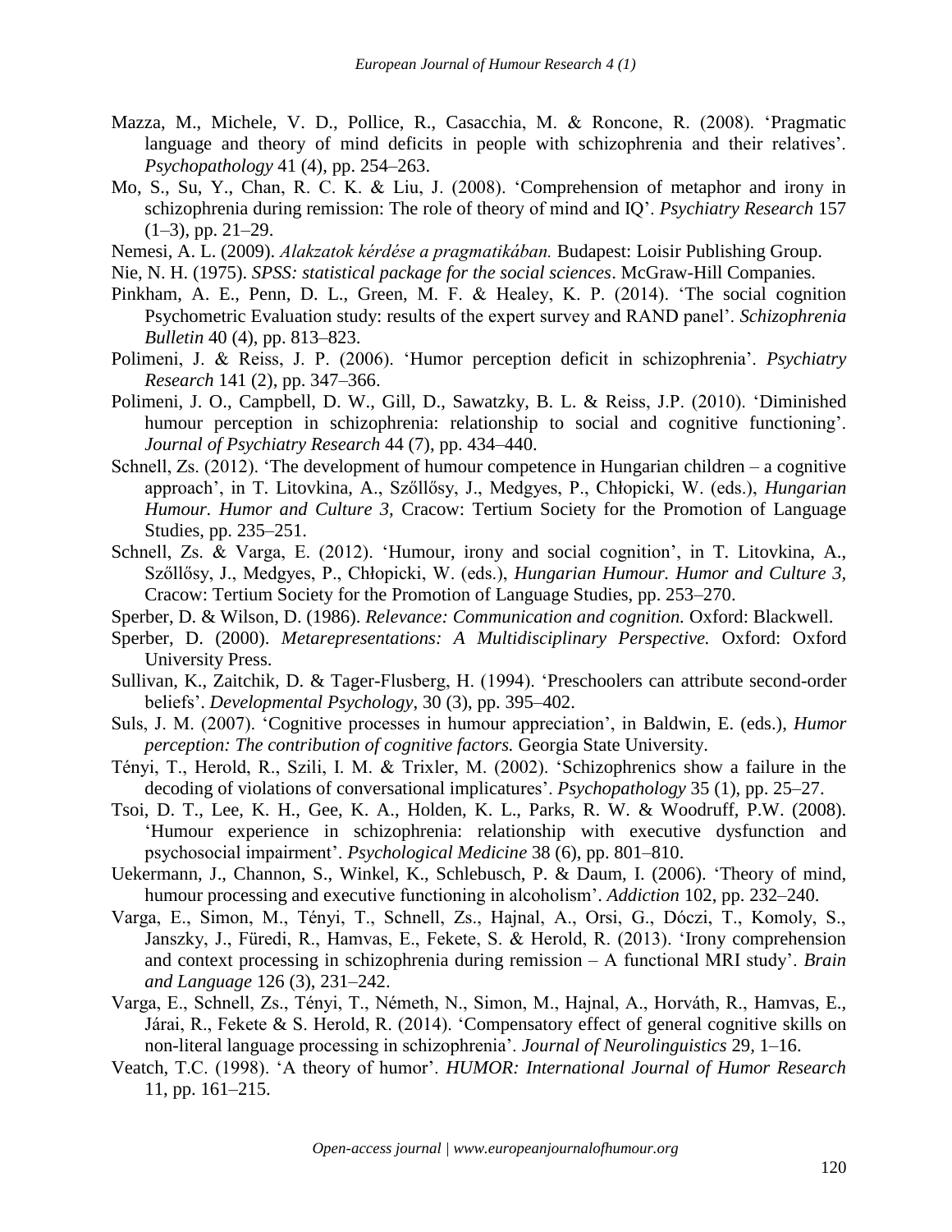Mazza, M., Michele, V. D., Pollice, R., Casacchia, M. & Roncone, R. (2008). 'Pragmatic language and theory of mind deficits in people with schizophrenia and their relatives'. *Psychopathology* 41 (4), pp. 254–263.

Mo, S., Su, Y., Chan, R. C. K. & Liu, J. (2008). 'Comprehension of metaphor and irony in schizophrenia during remission: The role of theory of mind and IQ'. *Psychiatry Research* 157 (1–3), pp. 21–29.

Nemesi, A. L. (2009). *Alakzatok kérdése a pragmatikában.* Budapest: Loisir Publishing Group.

Nie, N. H. (1975). *SPSS: statistical package for the social sciences*. McGraw-Hill Companies.

Pinkham, A. E., Penn, D. L., Green, M. F. & Healey, K. P. (2014). 'The social cognition Psychometric Evaluation study: results of the expert survey and RAND panel'. *Schizophrenia Bulletin* 40 (4), pp. 813–823.

Polimeni, J. & Reiss, J. P. (2006). 'Humor perception deficit in schizophrenia'. *Psychiatry Research* 141 (2), pp. 347–366.

Polimeni, J. O., Campbell, D. W., Gill, D., Sawatzky, B. L. & Reiss, J.P. (2010). 'Diminished humour perception in schizophrenia: relationship to social and cognitive functioning'. *Journal of Psychiatry Research* 44 (7), pp. 434–440.

Schnell, Zs. (2012). 'The development of humour competence in Hungarian children – a cognitive approach', in T. Litovkina, A., Szőllősy, J., Medgyes, P., Chłopicki, W. (eds.), *Hungarian Humour. Humor and Culture 3,* Cracow: Tertium Society for the Promotion of Language Studies, pp. 235–251.

Schnell, Zs. & Varga, E. (2012). 'Humour, irony and social cognition', in T. Litovkina, A., Szőllősy, J., Medgyes, P., Chłopicki, W. (eds.), *Hungarian Humour. Humor and Culture 3,* Cracow: Tertium Society for the Promotion of Language Studies, pp. 253–270.

Sperber, D. & Wilson, D. (1986). *Relevance: Communication and cognition.* Oxford: Blackwell.

Sperber, D. (2000). *Metarepresentations: A Multidisciplinary Perspective.* Oxford: Oxford University Press.

Sullivan, K., Zaitchik, D. & Tager-Flusberg, H. (1994). 'Preschoolers can attribute second-order beliefs'. *Developmental Psychology*, 30 (3), pp. 395–402.

Suls, J. M. (2007). 'Cognitive processes in humour appreciation', in Baldwin, E. (eds.), *Humor perception: The contribution of cognitive factors.* Georgia State University.

Tényi, T., Herold, R., Szili, I. M. & Trixler, M. (2002). 'Schizophrenics show a failure in the decoding of violations of conversational implicatures'. *Psychopathology* 35 (1), pp. 25–27.

Tsoi, D. T., Lee, K. H., Gee, K. A., Holden, K. L., Parks, R. W. & Woodruff, P.W. (2008). 'Humour experience in schizophrenia: relationship with executive dysfunction and psychosocial impairment'. *Psychological Medicine* 38 (6), pp. 801–810.

Uekermann, J., Channon, S., Winkel, K., Schlebusch, P. & Daum, I. (2006). 'Theory of mind, humour processing and executive functioning in alcoholism'. *Addiction* 102, pp. 232–240.

Varga, E., Simon, M., Tényi, T., Schnell, Zs., Hajnal, A., Orsi, G., Dóczi, T., Komoly, S., Janszky, J., Füredi, R., Hamvas, E., Fekete, S. & Herold, R. (2013). 'Irony comprehension and context processing in schizophrenia during remission – A functional MRI study'. *Brain and Language* 126 (3), 231–242.

Varga, E., Schnell, Zs., Tényi, T., Németh, N., Simon, M., Hajnal, A., Horváth, R., Hamvas, E., Járai, R., Fekete & S. Herold, R. (2014). 'Compensatory effect of general cognitive skills on non-literal language processing in schizophrenia'. *Journal of Neurolinguistics* 29, 1–16.

Veatch, T.C. (1998). 'A theory of humor'. *HUMOR: International Journal of Humor Research* 11, pp. 161–215.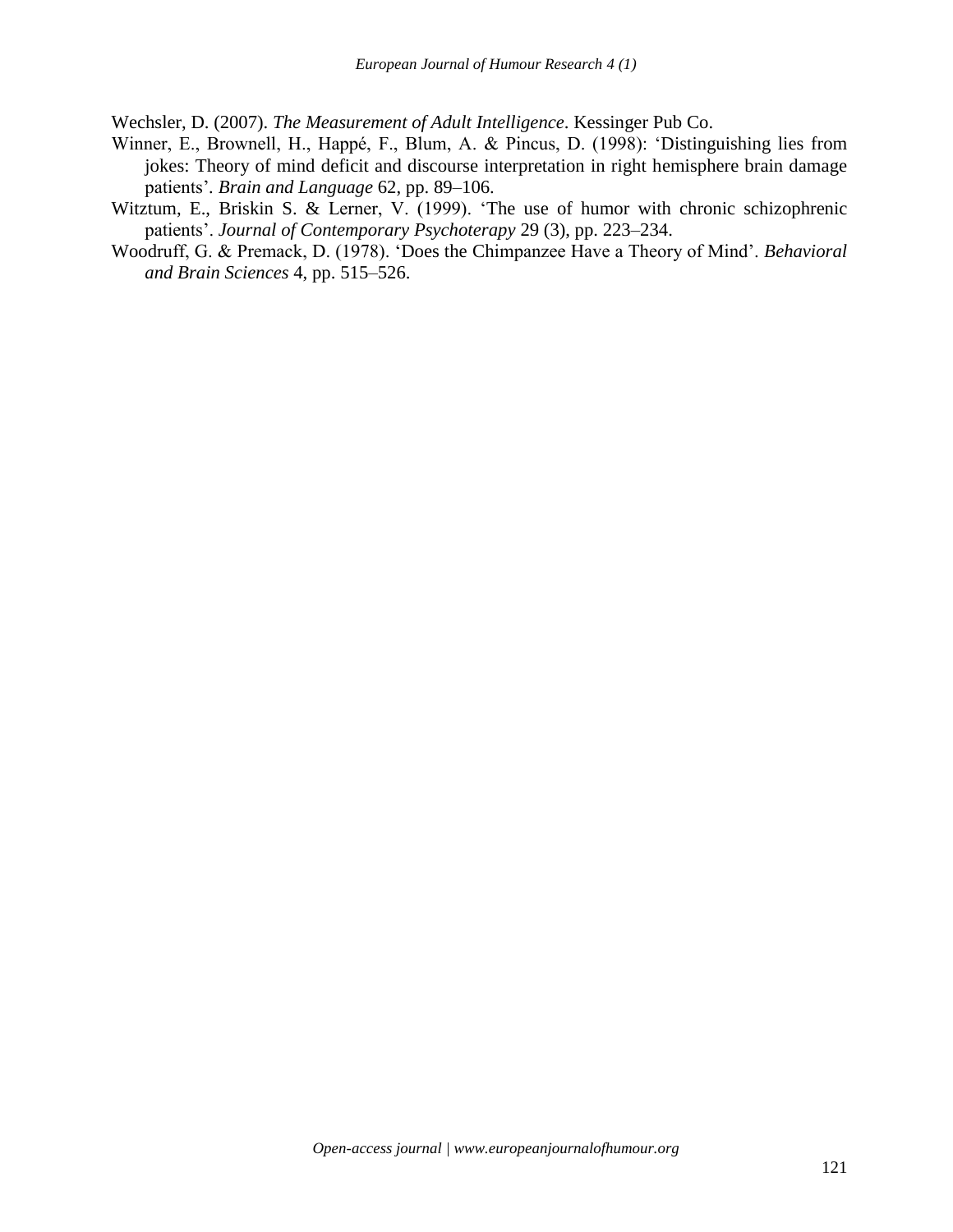Wechsler, D. (2007). *The Measurement of Adult Intelligence*. Kessinger Pub Co.

Winner, E., Brownell, H., Happé, F., Blum, A. & Pincus, D. (1998): 'Distinguishing lies from jokes: Theory of mind deficit and discourse interpretation in right hemisphere brain damage patients'. *Brain and Language* 62, pp. 89–106.

Witztum, E., Briskin S. & Lerner, V. (1999). 'The use of humor with chronic schizophrenic patients'. *Journal of Contemporary Psychoterapy* 29 (3), pp. 223–234.

Woodruff, G. & Premack, D. (1978). 'Does the Chimpanzee Have a Theory of Mind'. *Behavioral and Brain Sciences* 4, pp. 515–526.